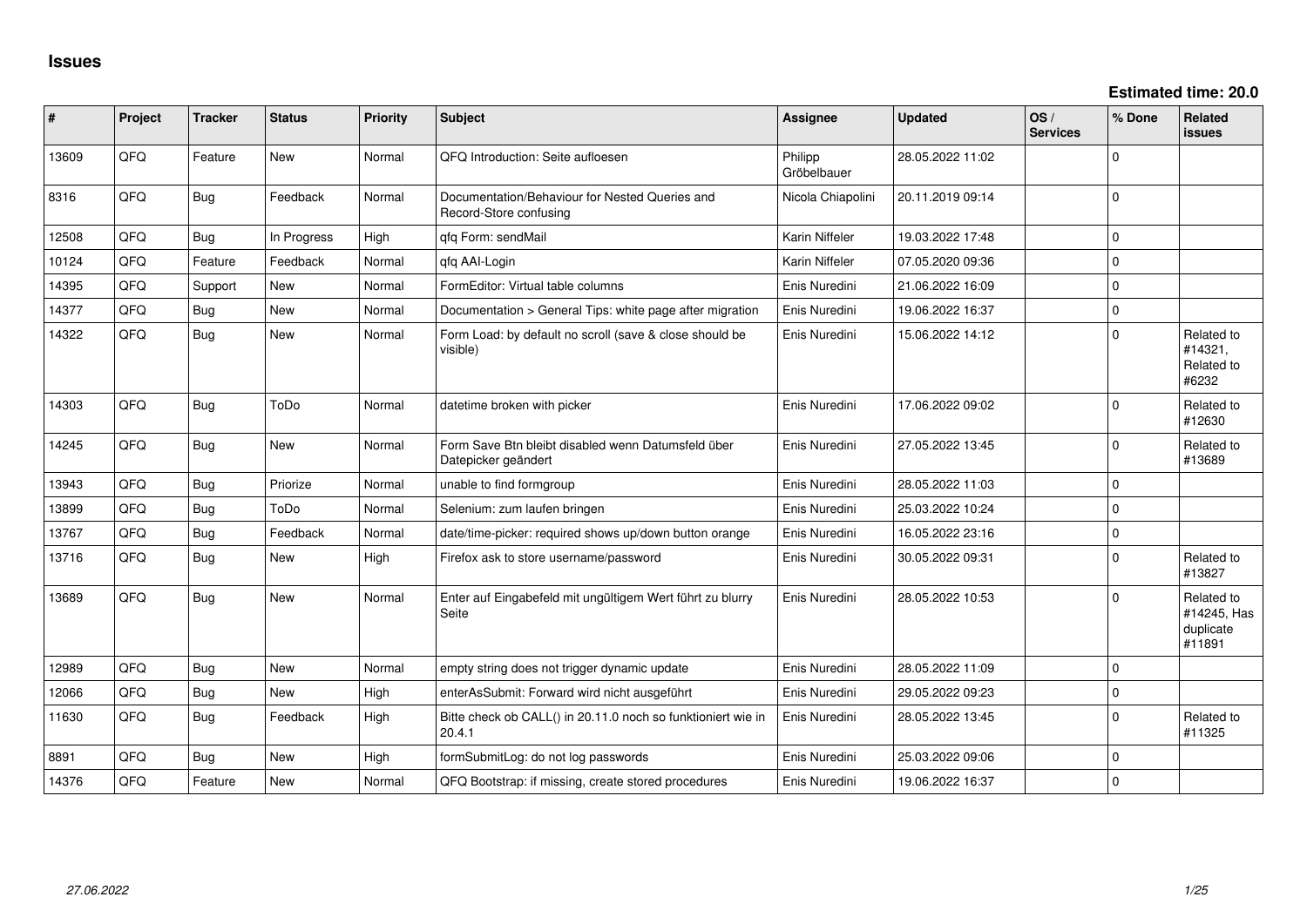# Issues

**Estimated time: 20.0**

| # | Project | Tracker | Status | Priority | Subject | Assignee | Updated | OS / Services | % Done | Related issues |
|---|---|---|---|---|---|---|---|---|---|---|
| 13609 | QFQ | Feature | New | Normal | QFQ Introduction: Seite aufloesen | Philipp Gröbelbauer | 28.05.2022 11:02 | | 0 | |
| 8316 | QFQ | Bug | Feedback | Normal | Documentation/Behaviour for Nested Queries and Record-Store confusing | Nicola Chiapolini | 20.11.2019 09:14 | | 0 | |
| 12508 | QFQ | Bug | In Progress | High | qfq Form: sendMail | Karin Niffeler | 19.03.2022 17:48 | | 0 | |
| 10124 | QFQ | Feature | Feedback | Normal | qfq AAI-Login | Karin Niffeler | 07.05.2020 09:36 | | 0 | |
| 14395 | QFQ | Support | New | Normal | FormEditor: Virtual table columns | Enis Nuredini | 21.06.2022 16:09 | | 0 | |
| 14377 | QFQ | Bug | New | Normal | Documentation > General Tips: white page after migration | Enis Nuredini | 19.06.2022 16:37 | | 0 | |
| 14322 | QFQ | Bug | New | Normal | Form Load: by default no scroll (save & close should be visible) | Enis Nuredini | 15.06.2022 14:12 | | 0 | Related to #14321, Related to #6232 |
| 14303 | QFQ | Bug | ToDo | Normal | datetime broken with picker | Enis Nuredini | 17.06.2022 09:02 | | 0 | Related to #12630 |
| 14245 | QFQ | Bug | New | Normal | Form Save Btn bleibt disabled wenn Datumsfeld über Datepicker geändert | Enis Nuredini | 27.05.2022 13:45 | | 0 | Related to #13689 |
| 13943 | QFQ | Bug | Priorize | Normal | unable to find formgroup | Enis Nuredini | 28.05.2022 11:03 | | 0 | |
| 13899 | QFQ | Bug | ToDo | Normal | Selenium: zum laufen bringen | Enis Nuredini | 25.03.2022 10:24 | | 0 | |
| 13767 | QFQ | Bug | Feedback | Normal | date/time-picker: required shows up/down button orange | Enis Nuredini | 16.05.2022 23:16 | | 0 | |
| 13716 | QFQ | Bug | New | High | Firefox ask to store username/password | Enis Nuredini | 30.05.2022 09:31 | | 0 | Related to #13827 |
| 13689 | QFQ | Bug | New | Normal | Enter auf Eingabefeld mit ungültigem Wert führt zu blurry Seite | Enis Nuredini | 28.05.2022 10:53 | | 0 | Related to #14245, Has duplicate #11891 |
| 12989 | QFQ | Bug | New | Normal | empty string does not trigger dynamic update | Enis Nuredini | 28.05.2022 11:09 | | 0 | |
| 12066 | QFQ | Bug | New | High | enterAsSubmit: Forward wird nicht ausgeführt | Enis Nuredini | 29.05.2022 09:23 | | 0 | |
| 11630 | QFQ | Bug | Feedback | High | Bitte check ob CALL() in 20.11.0 noch so funktioniert wie in 20.4.1 | Enis Nuredini | 28.05.2022 13:45 | | 0 | Related to #11325 |
| 8891 | QFQ | Bug | New | High | formSubmitLog: do not log passwords | Enis Nuredini | 25.03.2022 09:06 | | 0 | |
| 14376 | QFQ | Feature | New | Normal | QFQ Bootstrap: if missing, create stored procedures | Enis Nuredini | 19.06.2022 16:37 | | 0 | |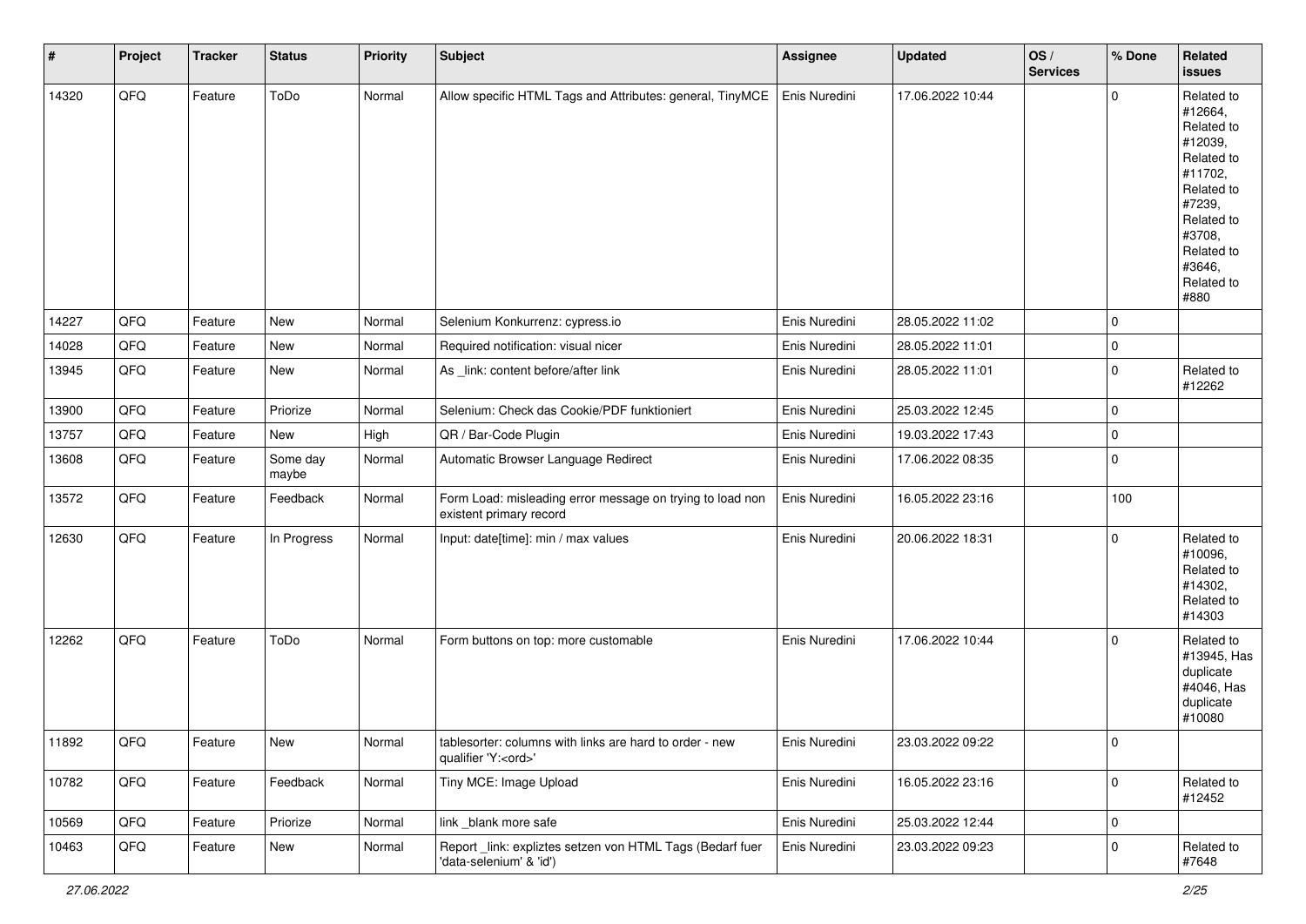| # | Project | Tracker | Status | Priority | Subject | Assignee | Updated | OS / Services | % Done | Related issues |
|---|---|---|---|---|---|---|---|---|---|---|
| 14320 | QFQ | Feature | ToDo | Normal | Allow specific HTML Tags and Attributes: general, TinyMCE | Enis Nuredini | 17.06.2022 10:44 | | 0 | Related to #12664, Related to #12039, Related to #11702, Related to #7239, Related to #3708, Related to #3646, Related to #880 |
| 14227 | QFQ | Feature | New | Normal | Selenium Konkurrenz: cypress.io | Enis Nuredini | 28.05.2022 11:02 | | 0 | |
| 14028 | QFQ | Feature | New | Normal | Required notification: visual nicer | Enis Nuredini | 28.05.2022 11:01 | | 0 | |
| 13945 | QFQ | Feature | New | Normal | As _link: content before/after link | Enis Nuredini | 28.05.2022 11:01 | | 0 | Related to #12262 |
| 13900 | QFQ | Feature | Priorize | Normal | Selenium: Check das Cookie/PDF funktioniert | Enis Nuredini | 25.03.2022 12:45 | | 0 | |
| 13757 | QFQ | Feature | New | High | QR / Bar-Code Plugin | Enis Nuredini | 19.03.2022 17:43 | | 0 | |
| 13608 | QFQ | Feature | Some day maybe | Normal | Automatic Browser Language Redirect | Enis Nuredini | 17.06.2022 08:35 | | 0 | |
| 13572 | QFQ | Feature | Feedback | Normal | Form Load: misleading error message on trying to load non existent primary record | Enis Nuredini | 16.05.2022 23:16 | | 100 | |
| 12630 | QFQ | Feature | In Progress | Normal | Input: date[time]: min / max values | Enis Nuredini | 20.06.2022 18:31 | | 0 | Related to #10096, Related to #14302, Related to #14303 |
| 12262 | QFQ | Feature | ToDo | Normal | Form buttons on top: more customable | Enis Nuredini | 17.06.2022 10:44 | | 0 | Related to #13945, Has duplicate #4046, Has duplicate #10080 |
| 11892 | QFQ | Feature | New | Normal | tablesorter: columns with links are hard to order - new qualifier 'Y:<ord>' | Enis Nuredini | 23.03.2022 09:22 | | 0 | |
| 10782 | QFQ | Feature | Feedback | Normal | Tiny MCE: Image Upload | Enis Nuredini | 16.05.2022 23:16 | | 0 | Related to #12452 |
| 10569 | QFQ | Feature | Priorize | Normal | link _blank more safe | Enis Nuredini | 25.03.2022 12:44 | | 0 | |
| 10463 | QFQ | Feature | New | Normal | Report _link: expliztes setzen von HTML Tags (Bedarf fuer 'data-selenium' & 'id') | Enis Nuredini | 23.03.2022 09:23 | | 0 | Related to #7648 |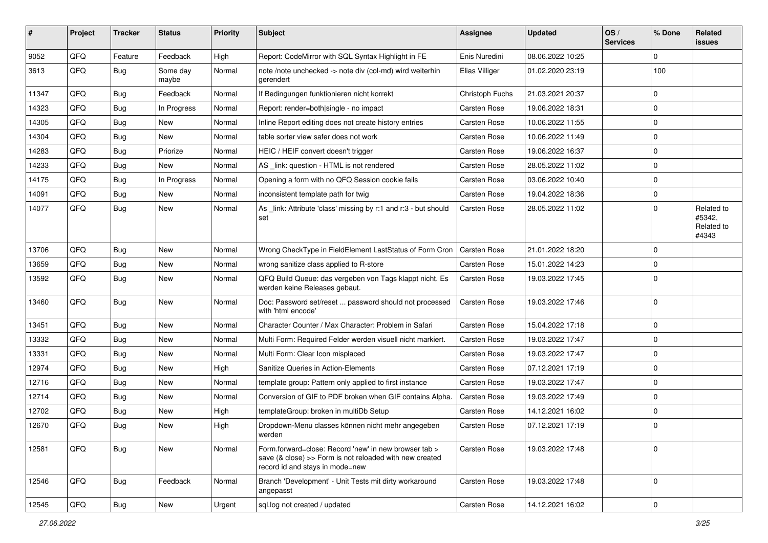| # | Project | Tracker | Status | Priority | Subject | Assignee | Updated | OS / Services | % Done | Related issues |
|---|---|---|---|---|---|---|---|---|---|---|
| 9052 | QFQ | Feature | Feedback | High | Report: CodeMirror with SQL Syntax Highlight in FE | Enis Nuredini | 08.06.2022 10:25 | | 0 | |
| 3613 | QFQ | Bug | Some day maybe | Normal | note /note unchecked -> note div (col-md) wird weiterhin gerendert | Elias Villiger | 01.02.2020 23:19 | | 100 | |
| 11347 | QFQ | Bug | Feedback | Normal | If Bedingungen funktionieren nicht korrekt | Christoph Fuchs | 21.03.2021 20:37 | | 0 | |
| 14323 | QFQ | Bug | In Progress | Normal | Report: render=both|single - no impact | Carsten Rose | 19.06.2022 18:31 | | 0 | |
| 14305 | QFQ | Bug | New | Normal | Inline Report editing does not create history entries | Carsten Rose | 10.06.2022 11:55 | | 0 | |
| 14304 | QFQ | Bug | New | Normal | table sorter view safer does not work | Carsten Rose | 10.06.2022 11:49 | | 0 | |
| 14283 | QFQ | Bug | Priorize | Normal | HEIC / HEIF convert doesn't trigger | Carsten Rose | 19.06.2022 16:37 | | 0 | |
| 14233 | QFQ | Bug | New | Normal | AS _link: question - HTML is not rendered | Carsten Rose | 28.05.2022 11:02 | | 0 | |
| 14175 | QFQ | Bug | In Progress | Normal | Opening a form with no QFQ Session cookie fails | Carsten Rose | 03.06.2022 10:40 | | 0 | |
| 14091 | QFQ | Bug | New | Normal | inconsistent template path for twig | Carsten Rose | 19.04.2022 18:36 | | 0 | |
| 14077 | QFQ | Bug | New | Normal | As _link: Attribute 'class' missing by r:1 and r:3 - but should set | Carsten Rose | 28.05.2022 11:02 | | 0 | Related to #5342, Related to #4343 |
| 13706 | QFQ | Bug | New | Normal | Wrong CheckType in FieldElement LastStatus of Form Cron | Carsten Rose | 21.01.2022 18:20 | | 0 | |
| 13659 | QFQ | Bug | New | Normal | wrong sanitize class applied to R-store | Carsten Rose | 15.01.2022 14:23 | | 0 | |
| 13592 | QFQ | Bug | New | Normal | QFQ Build Queue: das vergeben von Tags klappt nicht. Es werden keine Releases gebaut. | Carsten Rose | 19.03.2022 17:45 | | 0 | |
| 13460 | QFQ | Bug | New | Normal | Doc: Password set/reset ... password should not processed with 'html encode' | Carsten Rose | 19.03.2022 17:46 | | 0 | |
| 13451 | QFQ | Bug | New | Normal | Character Counter / Max Character: Problem in Safari | Carsten Rose | 15.04.2022 17:18 | | 0 | |
| 13332 | QFQ | Bug | New | Normal | Multi Form: Required Felder werden visuell nicht markiert. | Carsten Rose | 19.03.2022 17:47 | | 0 | |
| 13331 | QFQ | Bug | New | Normal | Multi Form: Clear Icon misplaced | Carsten Rose | 19.03.2022 17:47 | | 0 | |
| 12974 | QFQ | Bug | New | High | Sanitize Queries in Action-Elements | Carsten Rose | 07.12.2021 17:19 | | 0 | |
| 12716 | QFQ | Bug | New | Normal | template group: Pattern only applied to first instance | Carsten Rose | 19.03.2022 17:47 | | 0 | |
| 12714 | QFQ | Bug | New | Normal | Conversion of GIF to PDF broken when GIF contains Alpha. | Carsten Rose | 19.03.2022 17:49 | | 0 | |
| 12702 | QFQ | Bug | New | High | templateGroup: broken in multiDb Setup | Carsten Rose | 14.12.2021 16:02 | | 0 | |
| 12670 | QFQ | Bug | New | High | Dropdown-Menu classes können nicht mehr angegeben werden | Carsten Rose | 07.12.2021 17:19 | | 0 | |
| 12581 | QFQ | Bug | New | Normal | Form.forward=close: Record 'new' in new browser tab > save (& close) >> Form is not reloaded with new created record id and stays in mode=new | Carsten Rose | 19.03.2022 17:48 | | 0 | |
| 12546 | QFQ | Bug | Feedback | Normal | Branch 'Development' - Unit Tests mit dirty workaround angepasst | Carsten Rose | 19.03.2022 17:48 | | 0 | |
| 12545 | QFQ | Bug | New | Urgent | sql.log not created / updated | Carsten Rose | 14.12.2021 16:02 | | 0 | |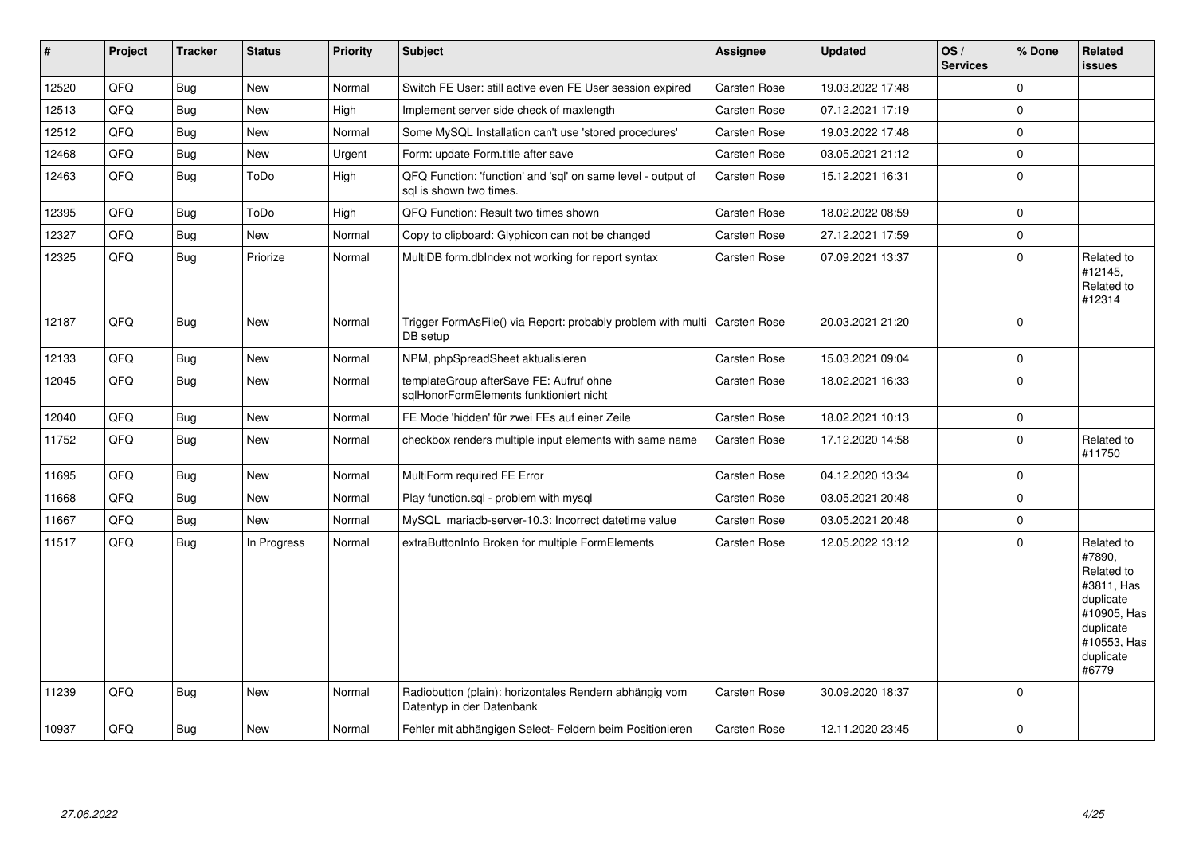| # | Project | Tracker | Status | Priority | Subject | Assignee | Updated | OS / Services | % Done | Related issues |
|---|---|---|---|---|---|---|---|---|---|---|
| 12520 | QFQ | Bug | New | Normal | Switch FE User: still active even FE User session expired | Carsten Rose | 19.03.2022 17:48 | | 0 | |
| 12513 | QFQ | Bug | New | High | Implement server side check of maxlength | Carsten Rose | 07.12.2021 17:19 | | 0 | |
| 12512 | QFQ | Bug | New | Normal | Some MySQL Installation can't use 'stored procedures' | Carsten Rose | 19.03.2022 17:48 | | 0 | |
| 12468 | QFQ | Bug | New | Urgent | Form: update Form.title after save | Carsten Rose | 03.05.2021 21:12 | | 0 | |
| 12463 | QFQ | Bug | ToDo | High | QFQ Function: 'function' and 'sql' on same level - output of sql is shown two times. | Carsten Rose | 15.12.2021 16:31 | | 0 | |
| 12395 | QFQ | Bug | ToDo | High | QFQ Function: Result two times shown | Carsten Rose | 18.02.2022 08:59 | | 0 | |
| 12327 | QFQ | Bug | New | Normal | Copy to clipboard: Glyphicon can not be changed | Carsten Rose | 27.12.2021 17:59 | | 0 | |
| 12325 | QFQ | Bug | Priorize | Normal | MultiDB form.dbIndex not working for report syntax | Carsten Rose | 07.09.2021 13:37 | | 0 | Related to #12145, Related to #12314 |
| 12187 | QFQ | Bug | New | Normal | Trigger FormAsFile() via Report: probably problem with multi DB setup | Carsten Rose | 20.03.2021 21:20 | | 0 | |
| 12133 | QFQ | Bug | New | Normal | NPM, phpSpreadSheet aktualisieren | Carsten Rose | 15.03.2021 09:04 | | 0 | |
| 12045 | QFQ | Bug | New | Normal | templateGroup afterSave FE: Aufruf ohne sqlHonorFormElements funktioniert nicht | Carsten Rose | 18.02.2021 16:33 | | 0 | |
| 12040 | QFQ | Bug | New | Normal | FE Mode 'hidden' für zwei FEs auf einer Zeile | Carsten Rose | 18.02.2021 10:13 | | 0 | |
| 11752 | QFQ | Bug | New | Normal | checkbox renders multiple input elements with same name | Carsten Rose | 17.12.2020 14:58 | | 0 | Related to #11750 |
| 11695 | QFQ | Bug | New | Normal | MultiForm required FE Error | Carsten Rose | 04.12.2020 13:34 | | 0 | |
| 11668 | QFQ | Bug | New | Normal | Play function.sql - problem with mysql | Carsten Rose | 03.05.2021 20:48 | | 0 | |
| 11667 | QFQ | Bug | New | Normal | MySQL mariadb-server-10.3: Incorrect datetime value | Carsten Rose | 03.05.2021 20:48 | | 0 | |
| 11517 | QFQ | Bug | In Progress | Normal | extraButtonInfo Broken for multiple FormElements | Carsten Rose | 12.05.2022 13:12 | | 0 | Related to #7890, Related to #3811, Has duplicate #10905, Has duplicate #10553, Has duplicate #6779 |
| 11239 | QFQ | Bug | New | Normal | Radiobutton (plain): horizontales Rendern abhängig vom Datentyp in der Datenbank | Carsten Rose | 30.09.2020 18:37 | | 0 | |
| 10937 | QFQ | Bug | New | Normal | Fehler mit abhängigen Select- Feldern beim Positionieren | Carsten Rose | 12.11.2020 23:45 | | 0 | |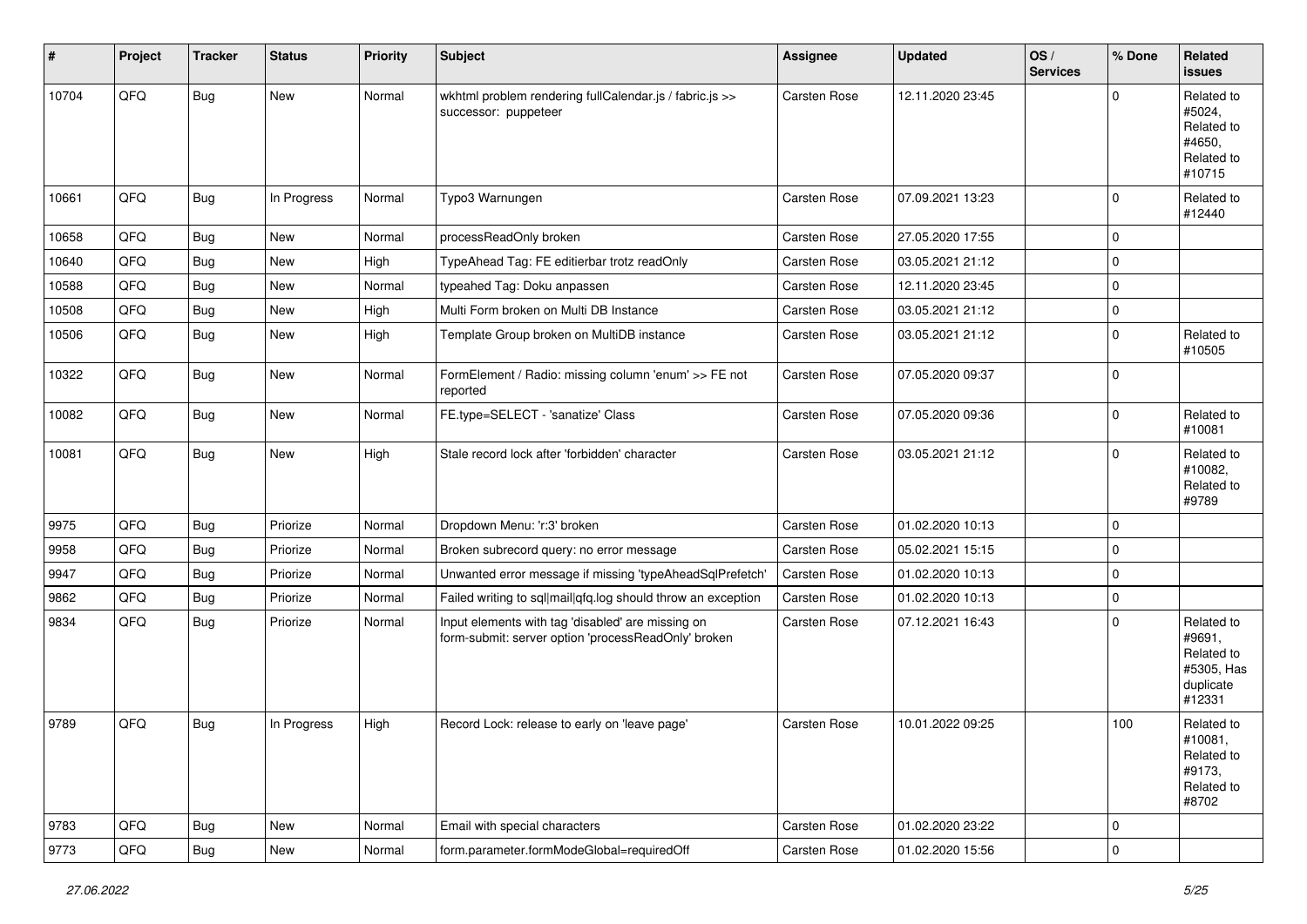| # | Project | Tracker | Status | Priority | Subject | Assignee | Updated | OS / Services | % Done | Related issues |
|---|---|---|---|---|---|---|---|---|---|---|
| 10704 | QFQ | Bug | New | Normal | wkhtml problem rendering fullCalendar.js / fabric.js >> successor: puppeteer | Carsten Rose | 12.11.2020 23:45 | | 0 | Related to #5024, Related to #4650, Related to #10715 |
| 10661 | QFQ | Bug | In Progress | Normal | Typo3 Warnungen | Carsten Rose | 07.09.2021 13:23 | | 0 | Related to #12440 |
| 10658 | QFQ | Bug | New | Normal | processReadOnly broken | Carsten Rose | 27.05.2020 17:55 | | 0 | |
| 10640 | QFQ | Bug | New | High | TypeAhead Tag: FE editierbar trotz readOnly | Carsten Rose | 03.05.2021 21:12 | | 0 | |
| 10588 | QFQ | Bug | New | Normal | typeahed Tag: Doku anpassen | Carsten Rose | 12.11.2020 23:45 | | 0 | |
| 10508 | QFQ | Bug | New | High | Multi Form broken on Multi DB Instance | Carsten Rose | 03.05.2021 21:12 | | 0 | |
| 10506 | QFQ | Bug | New | High | Template Group broken on MultiDB instance | Carsten Rose | 03.05.2021 21:12 | | 0 | Related to #10505 |
| 10322 | QFQ | Bug | New | Normal | FormElement / Radio: missing column 'enum' >> FE not reported | Carsten Rose | 07.05.2020 09:37 | | 0 | |
| 10082 | QFQ | Bug | New | Normal | FE.type=SELECT - 'sanatize' Class | Carsten Rose | 07.05.2020 09:36 | | 0 | Related to #10081 |
| 10081 | QFQ | Bug | New | High | Stale record lock after 'forbidden' character | Carsten Rose | 03.05.2021 21:12 | | 0 | Related to #10082, Related to #9789 |
| 9975 | QFQ | Bug | Priorize | Normal | Dropdown Menu: 'r:3' broken | Carsten Rose | 01.02.2020 10:13 | | 0 | |
| 9958 | QFQ | Bug | Priorize | Normal | Broken subrecord query: no error message | Carsten Rose | 05.02.2021 15:15 | | 0 | |
| 9947 | QFQ | Bug | Priorize | Normal | Unwanted error message if missing 'typeAheadSqlPrefetch' | Carsten Rose | 01.02.2020 10:13 | | 0 | |
| 9862 | QFQ | Bug | Priorize | Normal | Failed writing to sql\|mail\|qfq.log should throw an exception | Carsten Rose | 01.02.2020 10:13 | | 0 | |
| 9834 | QFQ | Bug | Priorize | Normal | Input elements with tag 'disabled' are missing on form-submit: server option 'processReadOnly' broken | Carsten Rose | 07.12.2021 16:43 | | 0 | Related to #9691, Related to #5305, Has duplicate #12331 |
| 9789 | QFQ | Bug | In Progress | High | Record Lock: release to early on 'leave page' | Carsten Rose | 10.01.2022 09:25 | | 100 | Related to #10081, Related to #9173, Related to #8702 |
| 9783 | QFQ | Bug | New | Normal | Email with special characters | Carsten Rose | 01.02.2020 23:22 | | 0 | |
| 9773 | QFQ | Bug | New | Normal | form.parameter.formModeGlobal=requiredOff | Carsten Rose | 01.02.2020 15:56 | | 0 | |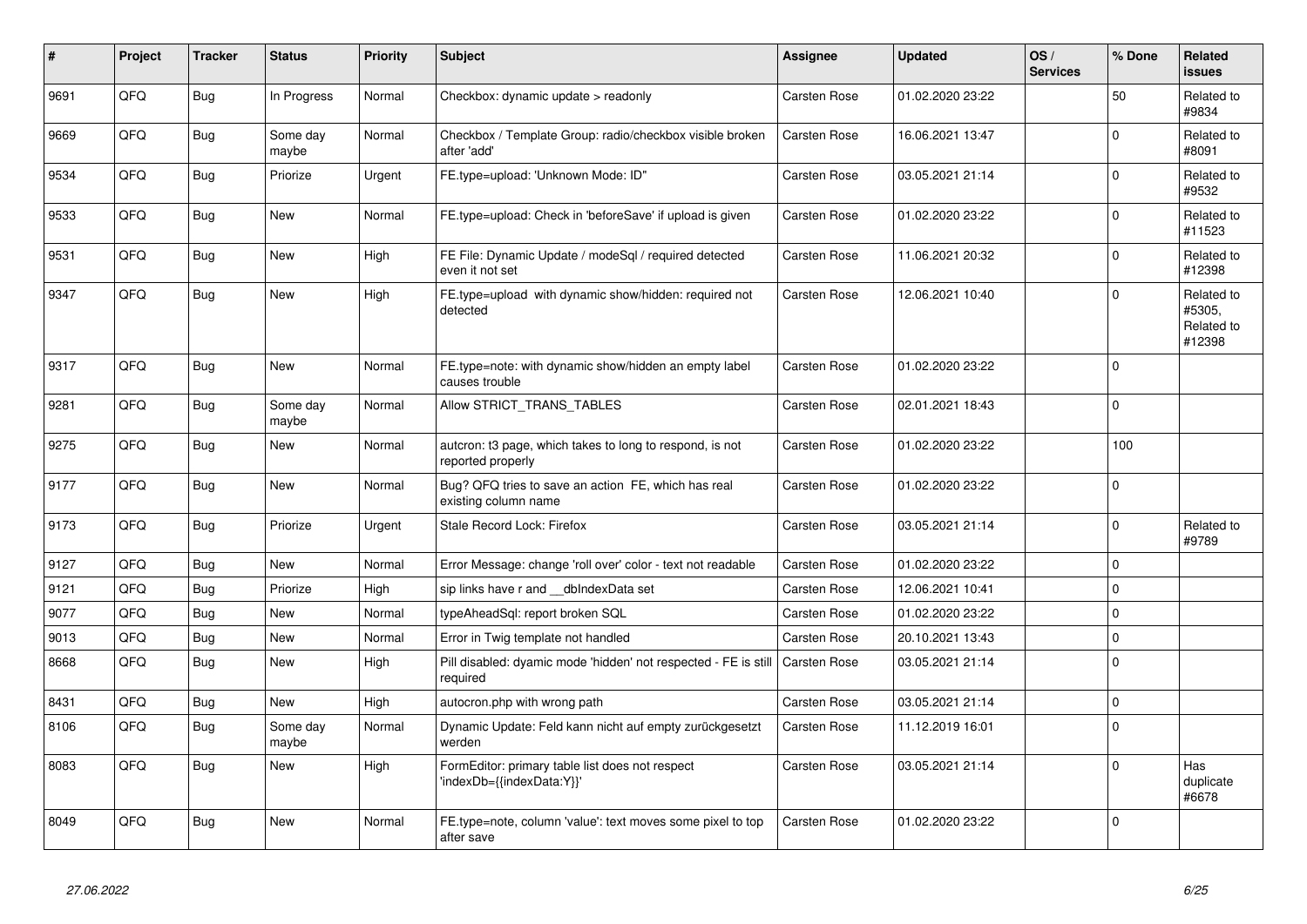| # | Project | Tracker | Status | Priority | Subject | Assignee | Updated | OS / Services | % Done | Related issues |
|---|---|---|---|---|---|---|---|---|---|---|
| 9691 | QFQ | Bug | In Progress | Normal | Checkbox: dynamic update > readonly | Carsten Rose | 01.02.2020 23:22 | | 50 | Related to #9834 |
| 9669 | QFQ | Bug | Some day maybe | Normal | Checkbox / Template Group: radio/checkbox visible broken after 'add' | Carsten Rose | 16.06.2021 13:47 | | 0 | Related to #8091 |
| 9534 | QFQ | Bug | Priorize | Urgent | FE.type=upload: 'Unknown Mode: ID" | Carsten Rose | 03.05.2021 21:14 | | 0 | Related to #9532 |
| 9533 | QFQ | Bug | New | Normal | FE.type=upload: Check in 'beforeSave' if upload is given | Carsten Rose | 01.02.2020 23:22 | | 0 | Related to #11523 |
| 9531 | QFQ | Bug | New | High | FE File: Dynamic Update / modeSql / required detected even it not set | Carsten Rose | 11.06.2021 20:32 | | 0 | Related to #12398 |
| 9347 | QFQ | Bug | New | High | FE.type=upload with dynamic show/hidden: required not detected | Carsten Rose | 12.06.2021 10:40 | | 0 | Related to #5305, Related to #12398 |
| 9317 | QFQ | Bug | New | Normal | FE.type=note: with dynamic show/hidden an empty label causes trouble | Carsten Rose | 01.02.2020 23:22 | | 0 | |
| 9281 | QFQ | Bug | Some day maybe | Normal | Allow STRICT_TRANS_TABLES | Carsten Rose | 02.01.2021 18:43 | | 0 | |
| 9275 | QFQ | Bug | New | Normal | autcron: t3 page, which takes to long to respond, is not reported properly | Carsten Rose | 01.02.2020 23:22 | | 100 | |
| 9177 | QFQ | Bug | New | Normal | Bug? QFQ tries to save an action FE, which has real existing column name | Carsten Rose | 01.02.2020 23:22 | | 0 | |
| 9173 | QFQ | Bug | Priorize | Urgent | Stale Record Lock: Firefox | Carsten Rose | 03.05.2021 21:14 | | 0 | Related to #9789 |
| 9127 | QFQ | Bug | New | Normal | Error Message: change 'roll over' color - text not readable | Carsten Rose | 01.02.2020 23:22 | | 0 | |
| 9121 | QFQ | Bug | Priorize | High | sip links have r and __dbIndexData set | Carsten Rose | 12.06.2021 10:41 | | 0 | |
| 9077 | QFQ | Bug | New | Normal | typeAheadSql: report broken SQL | Carsten Rose | 01.02.2020 23:22 | | 0 | |
| 9013 | QFQ | Bug | New | Normal | Error in Twig template not handled | Carsten Rose | 20.10.2021 13:43 | | 0 | |
| 8668 | QFQ | Bug | New | High | Pill disabled: dyamic mode 'hidden' not respected - FE is still required | Carsten Rose | 03.05.2021 21:14 | | 0 | |
| 8431 | QFQ | Bug | New | High | autocron.php with wrong path | Carsten Rose | 03.05.2021 21:14 | | 0 | |
| 8106 | QFQ | Bug | Some day maybe | Normal | Dynamic Update: Feld kann nicht auf empty zurückgesetzt werden | Carsten Rose | 11.12.2019 16:01 | | 0 | |
| 8083 | QFQ | Bug | New | High | FormEditor: primary table list does not respect 'indexDb={{indexData:Y}}' | Carsten Rose | 03.05.2021 21:14 | | 0 | Has duplicate #6678 |
| 8049 | QFQ | Bug | New | Normal | FE.type=note, column 'value': text moves some pixel to top after save | Carsten Rose | 01.02.2020 23:22 | | 0 | |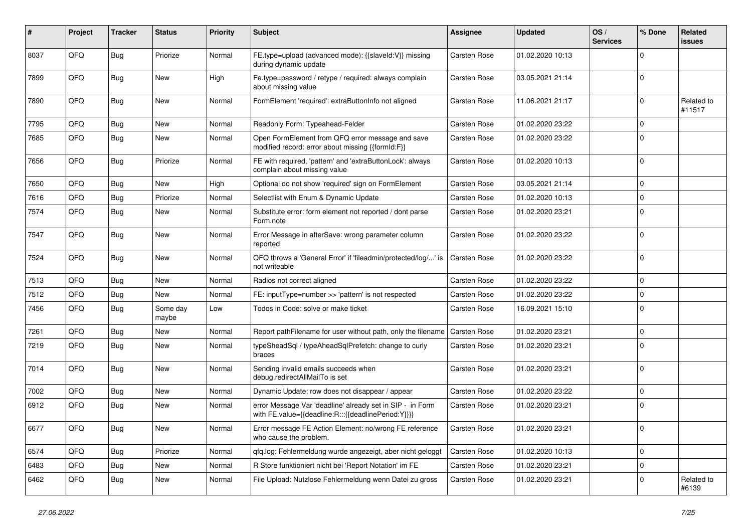| # | Project | Tracker | Status | Priority | Subject | Assignee | Updated | OS / Services | % Done | Related issues |
|---|---|---|---|---|---|---|---|---|---|---|
| 8037 | QFQ | Bug | Priorize | Normal | FE.type=upload (advanced mode): {{slaveId:V}} missing during dynamic update | Carsten Rose | 01.02.2020 10:13 | | 0 | |
| 7899 | QFQ | Bug | New | High | Fe.type=password / retype / required: always complain about missing value | Carsten Rose | 03.05.2021 21:14 | | 0 | |
| 7890 | QFQ | Bug | New | Normal | FormElement 'required': extraButtonInfo not aligned | Carsten Rose | 11.06.2021 21:17 | | 0 | Related to #11517 |
| 7795 | QFQ | Bug | New | Normal | Readonly Form: Typeahead-Felder | Carsten Rose | 01.02.2020 23:22 | | 0 | |
| 7685 | QFQ | Bug | New | Normal | Open FormElement from QFQ error message and save modified record: error about missing {{formId:F}} | Carsten Rose | 01.02.2020 23:22 | | 0 | |
| 7656 | QFQ | Bug | Priorize | Normal | FE with required, 'pattern' and 'extraButtonLock': always complain about missing value | Carsten Rose | 01.02.2020 10:13 | | 0 | |
| 7650 | QFQ | Bug | New | High | Optional do not show 'required' sign on FormElement | Carsten Rose | 03.05.2021 21:14 | | 0 | |
| 7616 | QFQ | Bug | Priorize | Normal | Selectlist with Enum & Dynamic Update | Carsten Rose | 01.02.2020 10:13 | | 0 | |
| 7574 | QFQ | Bug | New | Normal | Substitute error: form element not reported / dont parse Form.note | Carsten Rose | 01.02.2020 23:21 | | 0 | |
| 7547 | QFQ | Bug | New | Normal | Error Message in afterSave: wrong parameter column reported | Carsten Rose | 01.02.2020 23:22 | | 0 | |
| 7524 | QFQ | Bug | New | Normal | QFQ throws a 'General Error' if 'fileadmin/protected/log/...' is not writeable | Carsten Rose | 01.02.2020 23:22 | | 0 | |
| 7513 | QFQ | Bug | New | Normal | Radios not correct aligned | Carsten Rose | 01.02.2020 23:22 | | 0 | |
| 7512 | QFQ | Bug | New | Normal | FE: inputType=number >> 'pattern' is not respected | Carsten Rose | 01.02.2020 23:22 | | 0 | |
| 7456 | QFQ | Bug | Some day maybe | Low | Todos in Code: solve or make ticket | Carsten Rose | 16.09.2021 15:10 | | 0 | |
| 7261 | QFQ | Bug | New | Normal | Report pathFilename for user without path, only the filename | Carsten Rose | 01.02.2020 23:21 | | 0 | |
| 7219 | QFQ | Bug | New | Normal | typeSheadSql / typeAheadSqlPrefetch: change to curly braces | Carsten Rose | 01.02.2020 23:21 | | 0 | |
| 7014 | QFQ | Bug | New | Normal | Sending invalid emails succeeds when debug.redirectAllMailTo is set | Carsten Rose | 01.02.2020 23:21 | | 0 | |
| 7002 | QFQ | Bug | New | Normal | Dynamic Update: row does not disappear / appear | Carsten Rose | 01.02.2020 23:22 | | 0 | |
| 6912 | QFQ | Bug | New | Normal | error Message Var 'deadline' already set in SIP - in Form with FE.value={{deadline:R:::{{deadlinePeriod:Y}}}} | Carsten Rose | 01.02.2020 23:21 | | 0 | |
| 6677 | QFQ | Bug | New | Normal | Error message FE Action Element: no/wrong FE reference who cause the problem. | Carsten Rose | 01.02.2020 23:21 | | 0 | |
| 6574 | QFQ | Bug | Priorize | Normal | qfq.log: Fehlermeldung wurde angezeigt, aber nicht geloggt | Carsten Rose | 01.02.2020 10:13 | | 0 | |
| 6483 | QFQ | Bug | New | Normal | R Store funktioniert nicht bei 'Report Notation' im FE | Carsten Rose | 01.02.2020 23:21 | | 0 | |
| 6462 | QFQ | Bug | New | Normal | File Upload: Nutzlose Fehlermeldung wenn Datei zu gross | Carsten Rose | 01.02.2020 23:21 | | 0 | Related to #6139 |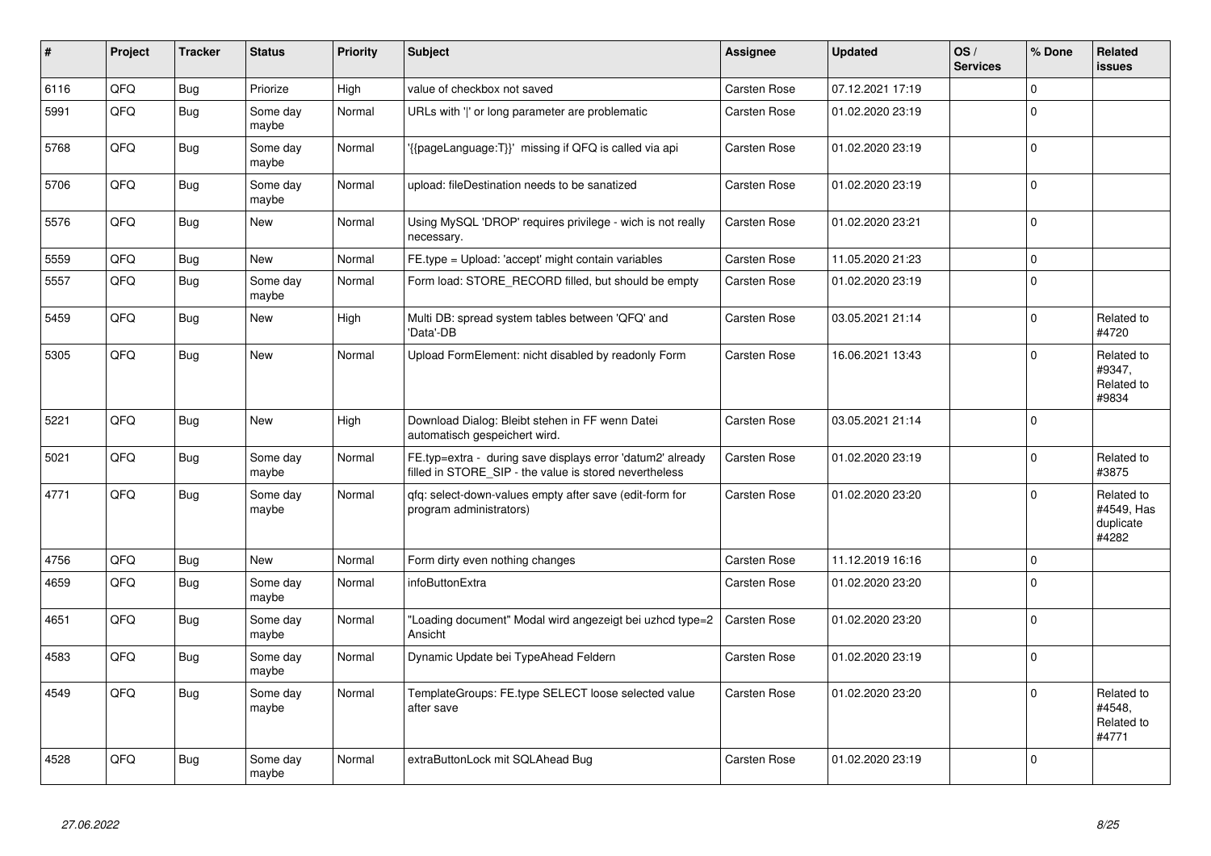| # | Project | Tracker | Status | Priority | Subject | Assignee | Updated | OS / Services | % Done | Related issues |
|---|---|---|---|---|---|---|---|---|---|---|
| 6116 | QFQ | Bug | Priorize | High | value of checkbox not saved | Carsten Rose | 07.12.2021 17:19 | | 0 | |
| 5991 | QFQ | Bug | Some day maybe | Normal | URLs with '\|' or long parameter are problematic | Carsten Rose | 01.02.2020 23:19 | | 0 | |
| 5768 | QFQ | Bug | Some day maybe | Normal | '{{pageLanguage:T}}' missing if QFQ is called via api | Carsten Rose | 01.02.2020 23:19 | | 0 | |
| 5706 | QFQ | Bug | Some day maybe | Normal | upload: fileDestination needs to be sanatized | Carsten Rose | 01.02.2020 23:19 | | 0 | |
| 5576 | QFQ | Bug | New | Normal | Using MySQL 'DROP' requires privilege - wich is not really necessary. | Carsten Rose | 01.02.2020 23:21 | | 0 | |
| 5559 | QFQ | Bug | New | Normal | FE.type = Upload: 'accept' might contain variables | Carsten Rose | 11.05.2020 21:23 | | 0 | |
| 5557 | QFQ | Bug | Some day maybe | Normal | Form load: STORE_RECORD filled, but should be empty | Carsten Rose | 01.02.2020 23:19 | | 0 | |
| 5459 | QFQ | Bug | New | High | Multi DB: spread system tables between 'QFQ' and 'Data'-DB | Carsten Rose | 03.05.2021 21:14 | | 0 | Related to #4720 |
| 5305 | QFQ | Bug | New | Normal | Upload FormElement: nicht disabled by readonly Form | Carsten Rose | 16.06.2021 13:43 | | 0 | Related to #9347, Related to #9834 |
| 5221 | QFQ | Bug | New | High | Download Dialog: Bleibt stehen in FF wenn Datei automatisch gespeichert wird. | Carsten Rose | 03.05.2021 21:14 | | 0 | |
| 5021 | QFQ | Bug | Some day maybe | Normal | FE.typ=extra - during save displays error 'datum2' already filled in STORE_SIP - the value is stored nevertheless | Carsten Rose | 01.02.2020 23:19 | | 0 | Related to #3875 |
| 4771 | QFQ | Bug | Some day maybe | Normal | qfq: select-down-values empty after save (edit-form for program administrators) | Carsten Rose | 01.02.2020 23:20 | | 0 | Related to #4549, Has duplicate #4282 |
| 4756 | QFQ | Bug | New | Normal | Form dirty even nothing changes | Carsten Rose | 11.12.2019 16:16 | | 0 | |
| 4659 | QFQ | Bug | Some day maybe | Normal | infoButtonExtra | Carsten Rose | 01.02.2020 23:20 | | 0 | |
| 4651 | QFQ | Bug | Some day maybe | Normal | "Loading document" Modal wird angezeigt bei uzhcd type=2 Ansicht | Carsten Rose | 01.02.2020 23:20 | | 0 | |
| 4583 | QFQ | Bug | Some day maybe | Normal | Dynamic Update bei TypeAhead Feldern | Carsten Rose | 01.02.2020 23:19 | | 0 | |
| 4549 | QFQ | Bug | Some day maybe | Normal | TemplateGroups: FE.type SELECT loose selected value after save | Carsten Rose | 01.02.2020 23:20 | | 0 | Related to #4548, Related to #4771 |
| 4528 | QFQ | Bug | Some day maybe | Normal | extraButtonLock mit SQLAhead Bug | Carsten Rose | 01.02.2020 23:19 | | 0 | |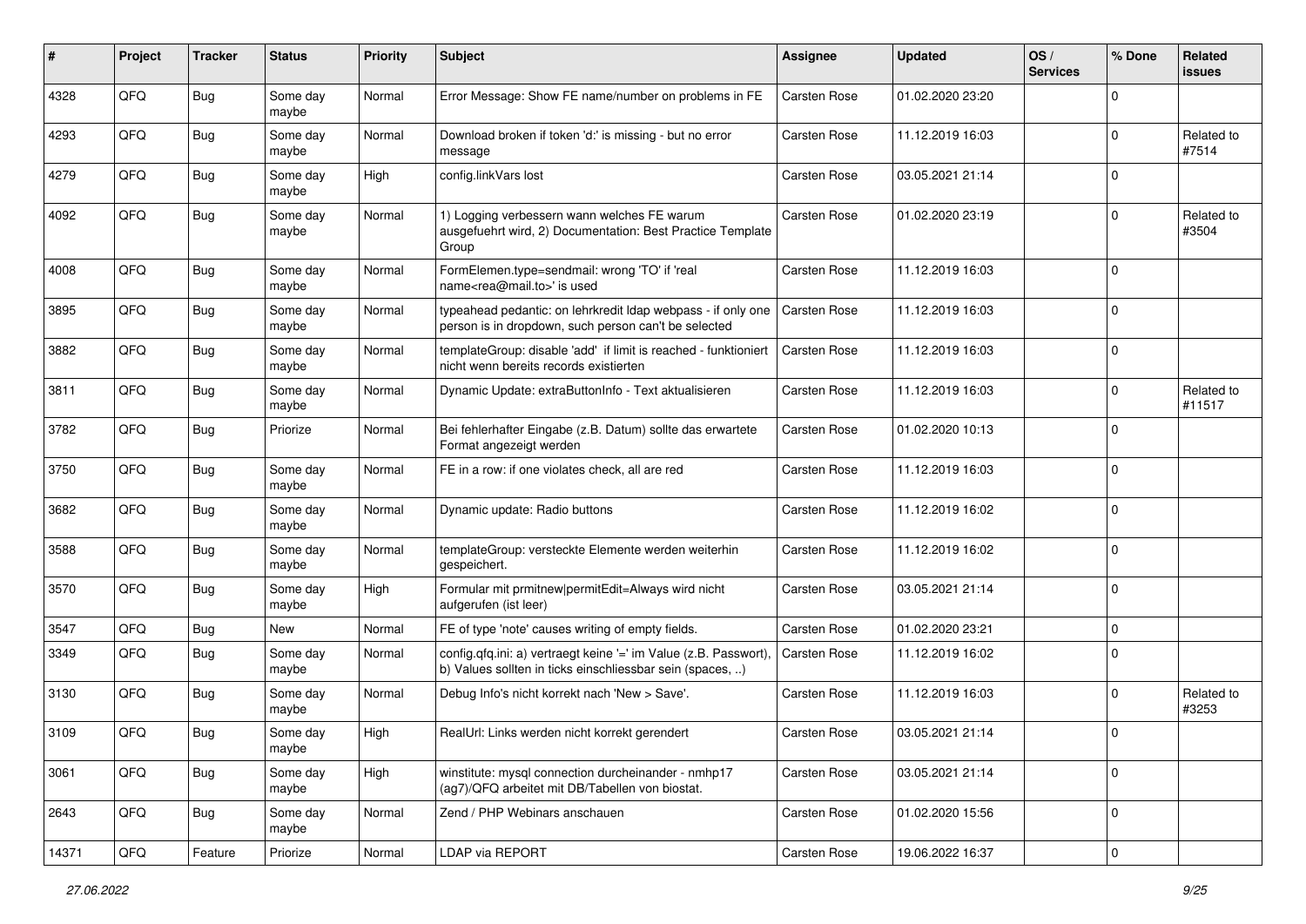| # | Project | Tracker | Status | Priority | Subject | Assignee | Updated | OS / Services | % Done | Related issues |
|---|---|---|---|---|---|---|---|---|---|---|
| 4328 | QFQ | Bug | Some day maybe | Normal | Error Message: Show FE name/number on problems in FE | Carsten Rose | 01.02.2020 23:20 | | 0 | |
| 4293 | QFQ | Bug | Some day maybe | Normal | Download broken if token 'd:' is missing - but no error message | Carsten Rose | 11.12.2019 16:03 | | 0 | Related to #7514 |
| 4279 | QFQ | Bug | Some day maybe | High | config.linkVars lost | Carsten Rose | 03.05.2021 21:14 | | 0 | |
| 4092 | QFQ | Bug | Some day maybe | Normal | 1) Logging verbessern wann welches FE warum ausgefuehrt wird, 2) Documentation: Best Practice Template Group | Carsten Rose | 01.02.2020 23:19 | | 0 | Related to #3504 |
| 4008 | QFQ | Bug | Some day maybe | Normal | FormElemen.type=sendmail: wrong 'TO' if 'real name<rea@mail.to>' is used | Carsten Rose | 11.12.2019 16:03 | | 0 | |
| 3895 | QFQ | Bug | Some day maybe | Normal | typeahead pedantic: on lehrkredit ldap webpass - if only one person is in dropdown, such person can't be selected | Carsten Rose | 11.12.2019 16:03 | | 0 | |
| 3882 | QFQ | Bug | Some day maybe | Normal | templateGroup: disable 'add' if limit is reached - funktioniert nicht wenn bereits records existierten | Carsten Rose | 11.12.2019 16:03 | | 0 | |
| 3811 | QFQ | Bug | Some day maybe | Normal | Dynamic Update: extraButtonInfo - Text aktualisieren | Carsten Rose | 11.12.2019 16:03 | | 0 | Related to #11517 |
| 3782 | QFQ | Bug | Priorize | Normal | Bei fehlerhafter Eingabe (z.B. Datum) sollte das erwartete Format angezeigt werden | Carsten Rose | 01.02.2020 10:13 | | 0 | |
| 3750 | QFQ | Bug | Some day maybe | Normal | FE in a row: if one violates check, all are red | Carsten Rose | 11.12.2019 16:03 | | 0 | |
| 3682 | QFQ | Bug | Some day maybe | Normal | Dynamic update: Radio buttons | Carsten Rose | 11.12.2019 16:02 | | 0 | |
| 3588 | QFQ | Bug | Some day maybe | Normal | templateGroup: versteckte Elemente werden weiterhin gespeichert. | Carsten Rose | 11.12.2019 16:02 | | 0 | |
| 3570 | QFQ | Bug | Some day maybe | High | Formular mit prmitnew\|permitEdit=Always wird nicht aufgerufen (ist leer) | Carsten Rose | 03.05.2021 21:14 | | 0 | |
| 3547 | QFQ | Bug | New | Normal | FE of type 'note' causes writing of empty fields. | Carsten Rose | 01.02.2020 23:21 | | 0 | |
| 3349 | QFQ | Bug | Some day maybe | Normal | config.qfq.ini: a) vertraegt keine '=' im Value (z.B. Passwort), b) Values sollten in ticks einschliessbar sein (spaces, ..) | Carsten Rose | 11.12.2019 16:02 | | 0 | |
| 3130 | QFQ | Bug | Some day maybe | Normal | Debug Info's nicht korrekt nach 'New > Save'. | Carsten Rose | 11.12.2019 16:03 | | 0 | Related to #3253 |
| 3109 | QFQ | Bug | Some day maybe | High | RealUrl: Links werden nicht korrekt gerendert | Carsten Rose | 03.05.2021 21:14 | | 0 | |
| 3061 | QFQ | Bug | Some day maybe | High | winstitute: mysql connection durcheinander - nmhp17 (ag7)/QFQ arbeitet mit DB/Tabellen von biostat. | Carsten Rose | 03.05.2021 21:14 | | 0 | |
| 2643 | QFQ | Bug | Some day maybe | Normal | Zend / PHP Webinars anschauen | Carsten Rose | 01.02.2020 15:56 | | 0 | |
| 14371 | QFQ | Feature | Priorize | Normal | LDAP via REPORT | Carsten Rose | 19.06.2022 16:37 | | 0 | |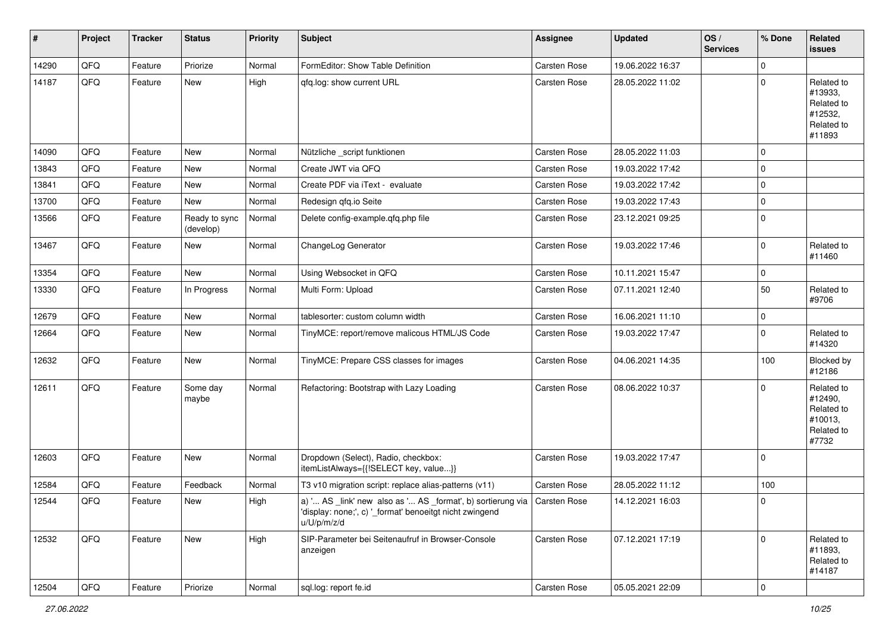| # | Project | Tracker | Status | Priority | Subject | Assignee | Updated | OS / Services | % Done | Related issues |
|---|---|---|---|---|---|---|---|---|---|---|
| 14290 | QFQ | Feature | Priorize | Normal | FormEditor: Show Table Definition | Carsten Rose | 19.06.2022 16:37 | | 0 | |
| 14187 | QFQ | Feature | New | High | qfq.log: show current URL | Carsten Rose | 28.05.2022 11:02 | | 0 | Related to #13933, Related to #12532, Related to #11893 |
| 14090 | QFQ | Feature | New | Normal | Nützliche _script funktionen | Carsten Rose | 28.05.2022 11:03 | | 0 | |
| 13843 | QFQ | Feature | New | Normal | Create JWT via QFQ | Carsten Rose | 19.03.2022 17:42 | | 0 | |
| 13841 | QFQ | Feature | New | Normal | Create PDF via iText - evaluate | Carsten Rose | 19.03.2022 17:42 | | 0 | |
| 13700 | QFQ | Feature | New | Normal | Redesign qfq.io Seite | Carsten Rose | 19.03.2022 17:43 | | 0 | |
| 13566 | QFQ | Feature | Ready to sync (develop) | Normal | Delete config-example.qfq.php file | Carsten Rose | 23.12.2021 09:25 | | 0 | |
| 13467 | QFQ | Feature | New | Normal | ChangeLog Generator | Carsten Rose | 19.03.2022 17:46 | | 0 | Related to #11460 |
| 13354 | QFQ | Feature | New | Normal | Using Websocket in QFQ | Carsten Rose | 10.11.2021 15:47 | | 0 | |
| 13330 | QFQ | Feature | In Progress | Normal | Multi Form: Upload | Carsten Rose | 07.11.2021 12:40 | | 50 | Related to #9706 |
| 12679 | QFQ | Feature | New | Normal | tablesorter: custom column width | Carsten Rose | 16.06.2021 11:10 | | 0 | |
| 12664 | QFQ | Feature | New | Normal | TinyMCE: report/remove malicous HTML/JS Code | Carsten Rose | 19.03.2022 17:47 | | 0 | Related to #14320 |
| 12632 | QFQ | Feature | New | Normal | TinyMCE: Prepare CSS classes for images | Carsten Rose | 04.06.2021 14:35 | | 100 | Blocked by #12186 |
| 12611 | QFQ | Feature | Some day maybe | Normal | Refactoring: Bootstrap with Lazy Loading | Carsten Rose | 08.06.2022 10:37 | | 0 | Related to #12490, Related to #10013, Related to #7732 |
| 12603 | QFQ | Feature | New | Normal | Dropdown (Select), Radio, checkbox: itemListAlways={{!SELECT key, value...}} | Carsten Rose | 19.03.2022 17:47 | | 0 | |
| 12584 | QFQ | Feature | Feedback | Normal | T3 v10 migration script: replace alias-patterns (v11) | Carsten Rose | 28.05.2022 11:12 | | 100 | |
| 12544 | QFQ | Feature | New | High | a) '... AS _link' new also as '... AS _format', b) sortierung via 'display: none;', c) '_format' benoeitgt nicht zwingend u/U/p/m/z/d | Carsten Rose | 14.12.2021 16:03 | | 0 | |
| 12532 | QFQ | Feature | New | High | SIP-Parameter bei Seitenaufruf in Browser-Console anzeigen | Carsten Rose | 07.12.2021 17:19 | | 0 | Related to #11893, Related to #14187 |
| 12504 | QFQ | Feature | Priorize | Normal | sql.log: report fe.id | Carsten Rose | 05.05.2021 22:09 | | 0 | |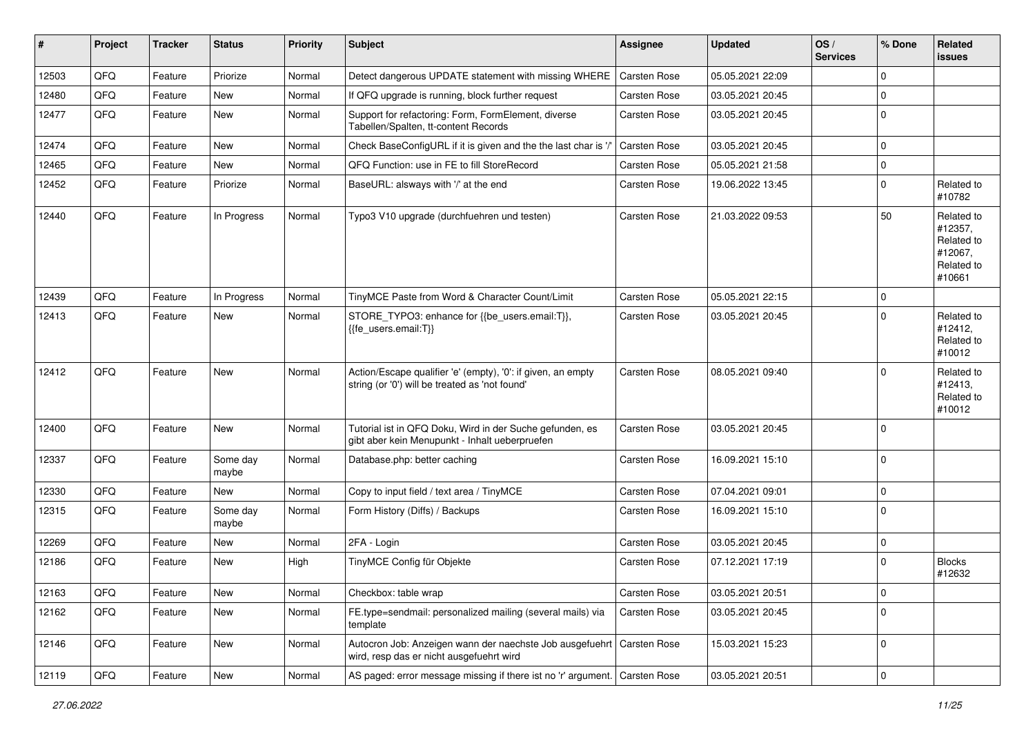| # | Project | Tracker | Status | Priority | Subject | Assignee | Updated | OS / Services | % Done | Related issues |
|---|---|---|---|---|---|---|---|---|---|---|
| 12503 | QFQ | Feature | Priorize | Normal | Detect dangerous UPDATE statement with missing WHERE | Carsten Rose | 05.05.2021 22:09 | | 0 | |
| 12480 | QFQ | Feature | New | Normal | If QFQ upgrade is running, block further request | Carsten Rose | 03.05.2021 20:45 | | 0 | |
| 12477 | QFQ | Feature | New | Normal | Support for refactoring: Form, FormElement, diverse Tabellen/Spalten, tt-content Records | Carsten Rose | 03.05.2021 20:45 | | 0 | |
| 12474 | QFQ | Feature | New | Normal | Check BaseConfigURL if it is given and the the last char is '/' | Carsten Rose | 03.05.2021 20:45 | | 0 | |
| 12465 | QFQ | Feature | New | Normal | QFQ Function: use in FE to fill StoreRecord | Carsten Rose | 05.05.2021 21:58 | | 0 | |
| 12452 | QFQ | Feature | Priorize | Normal | BaseURL: alsways with '/' at the end | Carsten Rose | 19.06.2022 13:45 | | 0 | Related to #10782 |
| 12440 | QFQ | Feature | In Progress | Normal | Typo3 V10 upgrade (durchfuehren und testen) | Carsten Rose | 21.03.2022 09:53 | | 50 | Related to #12357, Related to #12067, Related to #10661 |
| 12439 | QFQ | Feature | In Progress | Normal | TinyMCE Paste from Word & Character Count/Limit | Carsten Rose | 05.05.2021 22:15 | | 0 | |
| 12413 | QFQ | Feature | New | Normal | STORE_TYPO3: enhance for {{be_users.email:T}}, {{fe_users.email:T}} | Carsten Rose | 03.05.2021 20:45 | | 0 | Related to #12412, Related to #10012 |
| 12412 | QFQ | Feature | New | Normal | Action/Escape qualifier 'e' (empty), '0': if given, an empty string (or '0') will be treated as 'not found' | Carsten Rose | 08.05.2021 09:40 | | 0 | Related to #12413, Related to #10012 |
| 12400 | QFQ | Feature | New | Normal | Tutorial ist in QFQ Doku, Wird in der Suche gefunden, es gibt aber kein Menupunkt - Inhalt ueberpruefen | Carsten Rose | 03.05.2021 20:45 | | 0 | |
| 12337 | QFQ | Feature | Some day maybe | Normal | Database.php: better caching | Carsten Rose | 16.09.2021 15:10 | | 0 | |
| 12330 | QFQ | Feature | New | Normal | Copy to input field / text area / TinyMCE | Carsten Rose | 07.04.2021 09:01 | | 0 | |
| 12315 | QFQ | Feature | Some day maybe | Normal | Form History (Diffs) / Backups | Carsten Rose | 16.09.2021 15:10 | | 0 | |
| 12269 | QFQ | Feature | New | Normal | 2FA - Login | Carsten Rose | 03.05.2021 20:45 | | 0 | |
| 12186 | QFQ | Feature | New | High | TinyMCE Config für Objekte | Carsten Rose | 07.12.2021 17:19 | | 0 | Blocks #12632 |
| 12163 | QFQ | Feature | New | Normal | Checkbox: table wrap | Carsten Rose | 03.05.2021 20:51 | | 0 | |
| 12162 | QFQ | Feature | New | Normal | FE.type=sendmail: personalized mailing (several mails) via template | Carsten Rose | 03.05.2021 20:45 | | 0 | |
| 12146 | QFQ | Feature | New | Normal | Autocron Job: Anzeigen wann der naechste Job ausgefuehrt wird, resp das er nicht ausgefuehrt wird | Carsten Rose | 15.03.2021 15:23 | | 0 | |
| 12119 | QFQ | Feature | New | Normal | AS paged: error message missing if there ist no 'r' argument. | Carsten Rose | 03.05.2021 20:51 | | 0 | |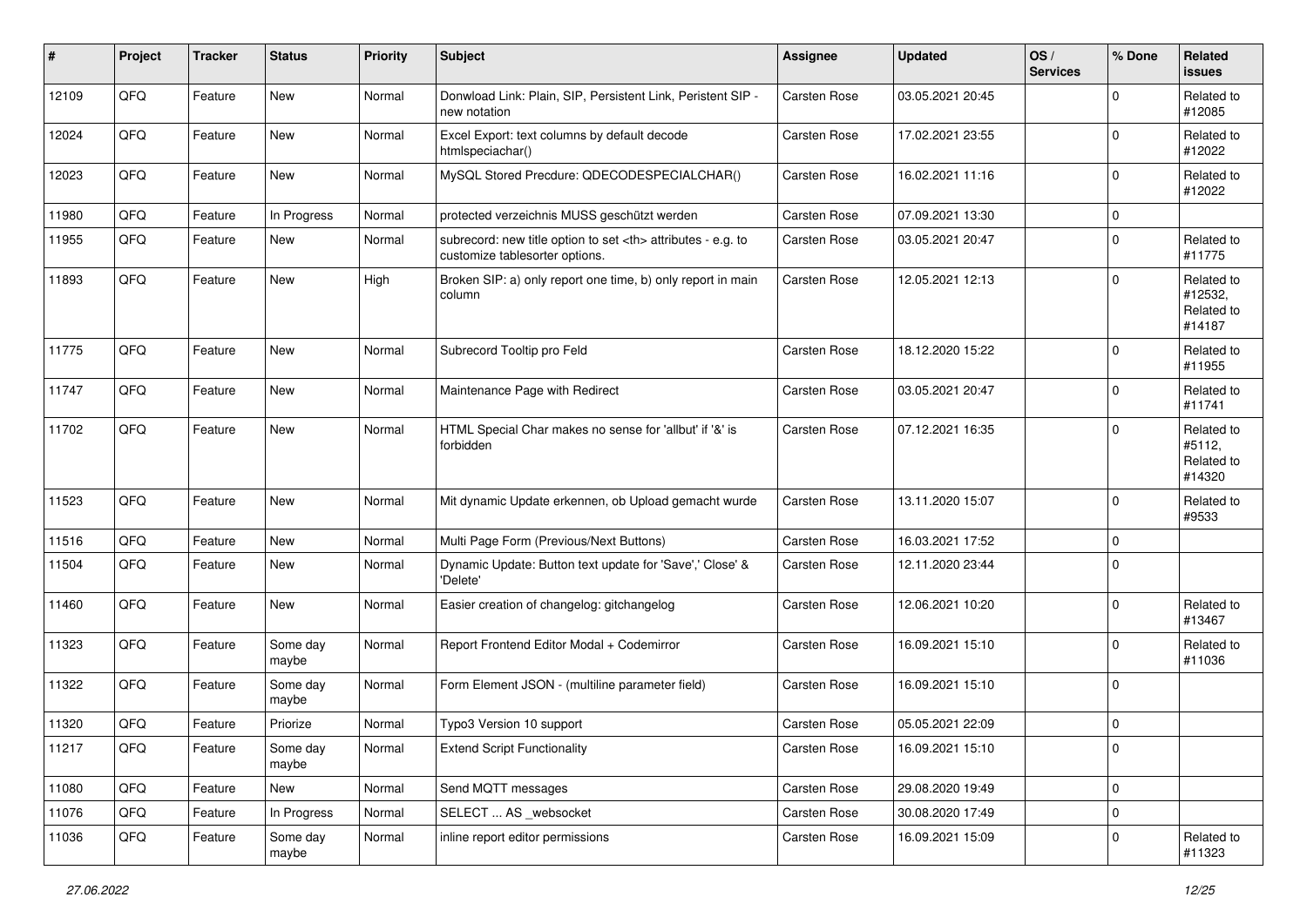| # | Project | Tracker | Status | Priority | Subject | Assignee | Updated | OS / Services | % Done | Related issues |
|---|---|---|---|---|---|---|---|---|---|---|
| 12109 | QFQ | Feature | New | Normal | Donwload Link: Plain, SIP, Persistent Link, Peristent SIP - new notation | Carsten Rose | 03.05.2021 20:45 | | 0 | Related to #12085 |
| 12024 | QFQ | Feature | New | Normal | Excel Export: text columns by default decode htmlspeciachar() | Carsten Rose | 17.02.2021 23:55 | | 0 | Related to #12022 |
| 12023 | QFQ | Feature | New | Normal | MySQL Stored Precdure: QDECODESPECIALCHAR() | Carsten Rose | 16.02.2021 11:16 | | 0 | Related to #12022 |
| 11980 | QFQ | Feature | In Progress | Normal | protected verzeichnis MUSS geschützt werden | Carsten Rose | 07.09.2021 13:30 | | 0 | |
| 11955 | QFQ | Feature | New | Normal | subrecord: new title option to set <th> attributes - e.g. to customize tablesorter options. | Carsten Rose | 03.05.2021 20:47 | | 0 | Related to #11775 |
| 11893 | QFQ | Feature | New | High | Broken SIP: a) only report one time, b) only report in main column | Carsten Rose | 12.05.2021 12:13 | | 0 | Related to #12532, Related to #14187 |
| 11775 | QFQ | Feature | New | Normal | Subrecord Tooltip pro Feld | Carsten Rose | 18.12.2020 15:22 | | 0 | Related to #11955 |
| 11747 | QFQ | Feature | New | Normal | Maintenance Page with Redirect | Carsten Rose | 03.05.2021 20:47 | | 0 | Related to #11741 |
| 11702 | QFQ | Feature | New | Normal | HTML Special Char makes no sense for 'allbut' if '&' is forbidden | Carsten Rose | 07.12.2021 16:35 | | 0 | Related to #5112, Related to #14320 |
| 11523 | QFQ | Feature | New | Normal | Mit dynamic Update erkennen, ob Upload gemacht wurde | Carsten Rose | 13.11.2020 15:07 | | 0 | Related to #9533 |
| 11516 | QFQ | Feature | New | Normal | Multi Page Form (Previous/Next Buttons) | Carsten Rose | 16.03.2021 17:52 | | 0 | |
| 11504 | QFQ | Feature | New | Normal | Dynamic Update: Button text update for 'Save',' Close' & 'Delete' | Carsten Rose | 12.11.2020 23:44 | | 0 | |
| 11460 | QFQ | Feature | New | Normal | Easier creation of changelog: gitchangelog | Carsten Rose | 12.06.2021 10:20 | | 0 | Related to #13467 |
| 11323 | QFQ | Feature | Some day maybe | Normal | Report Frontend Editor Modal + Codemirror | Carsten Rose | 16.09.2021 15:10 | | 0 | Related to #11036 |
| 11322 | QFQ | Feature | Some day maybe | Normal | Form Element JSON - (multiline parameter field) | Carsten Rose | 16.09.2021 15:10 | | 0 | |
| 11320 | QFQ | Feature | Priorize | Normal | Typo3 Version 10 support | Carsten Rose | 05.05.2021 22:09 | | 0 | |
| 11217 | QFQ | Feature | Some day maybe | Normal | Extend Script Functionality | Carsten Rose | 16.09.2021 15:10 | | 0 | |
| 11080 | QFQ | Feature | New | Normal | Send MQTT messages | Carsten Rose | 29.08.2020 19:49 | | 0 | |
| 11076 | QFQ | Feature | In Progress | Normal | SELECT ... AS _websocket | Carsten Rose | 30.08.2020 17:49 | | 0 | |
| 11036 | QFQ | Feature | Some day maybe | Normal | inline report editor permissions | Carsten Rose | 16.09.2021 15:09 | | 0 | Related to #11323 |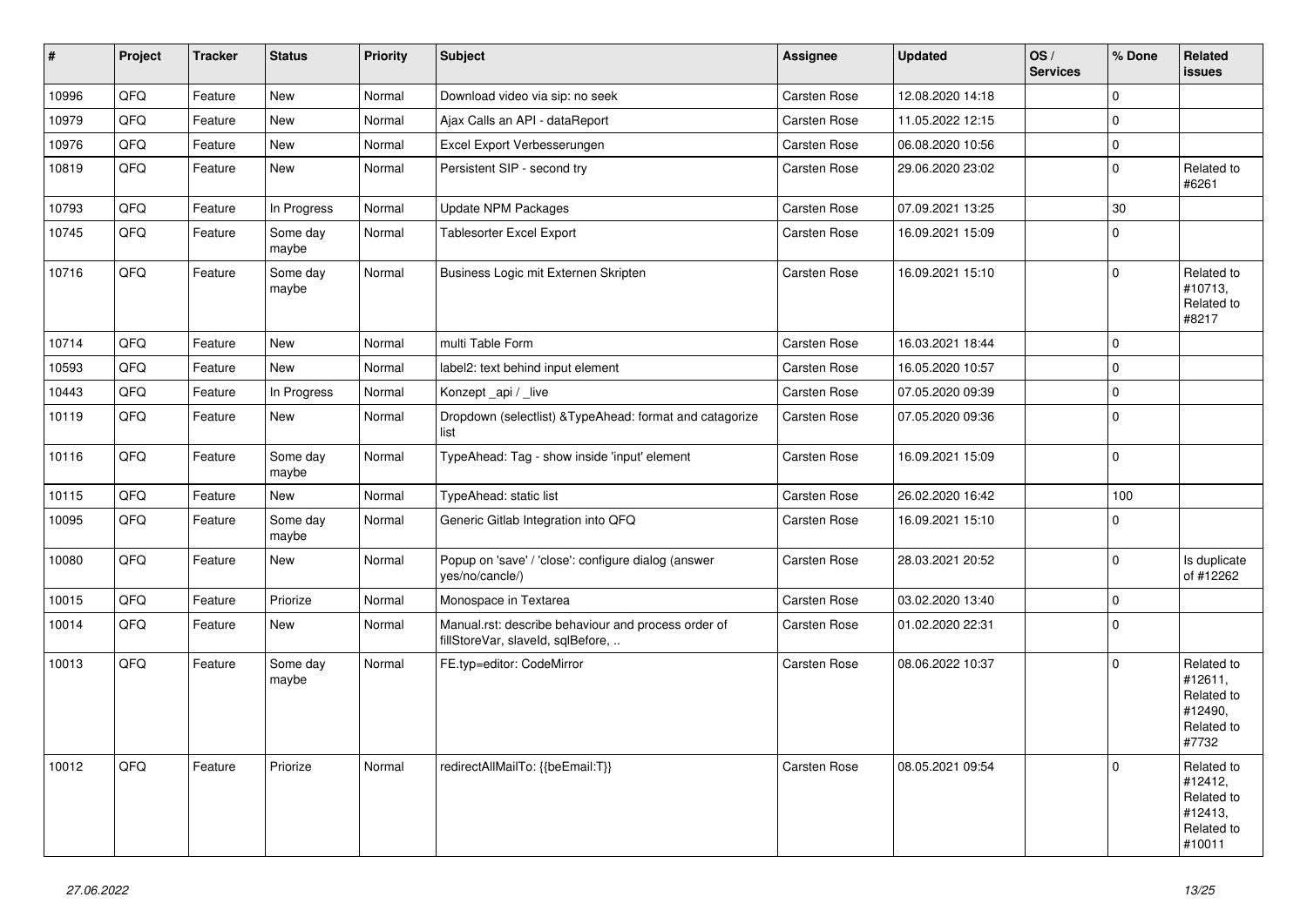| # | Project | Tracker | Status | Priority | Subject | Assignee | Updated | OS / Services | % Done | Related issues |
|---|---|---|---|---|---|---|---|---|---|---|
| 10996 | QFQ | Feature | New | Normal | Download video via sip: no seek | Carsten Rose | 12.08.2020 14:18 | | 0 | |
| 10979 | QFQ | Feature | New | Normal | Ajax Calls an API - dataReport | Carsten Rose | 11.05.2022 12:15 | | 0 | |
| 10976 | QFQ | Feature | New | Normal | Excel Export Verbesserungen | Carsten Rose | 06.08.2020 10:56 | | 0 | |
| 10819 | QFQ | Feature | New | Normal | Persistent SIP - second try | Carsten Rose | 29.06.2020 23:02 | | 0 | Related to #6261 |
| 10793 | QFQ | Feature | In Progress | Normal | Update NPM Packages | Carsten Rose | 07.09.2021 13:25 | | 30 | |
| 10745 | QFQ | Feature | Some day maybe | Normal | Tablesorter Excel Export | Carsten Rose | 16.09.2021 15:09 | | 0 | |
| 10716 | QFQ | Feature | Some day maybe | Normal | Business Logic mit Externen Skripten | Carsten Rose | 16.09.2021 15:10 | | 0 | Related to #10713, Related to #8217 |
| 10714 | QFQ | Feature | New | Normal | multi Table Form | Carsten Rose | 16.03.2021 18:44 | | 0 | |
| 10593 | QFQ | Feature | New | Normal | label2: text behind input element | Carsten Rose | 16.05.2020 10:57 | | 0 | |
| 10443 | QFQ | Feature | In Progress | Normal | Konzept _api / _live | Carsten Rose | 07.05.2020 09:39 | | 0 | |
| 10119 | QFQ | Feature | New | Normal | Dropdown (selectlist) &TypeAhead: format and catagorize list | Carsten Rose | 07.05.2020 09:36 | | 0 | |
| 10116 | QFQ | Feature | Some day maybe | Normal | TypeAhead: Tag - show inside 'input' element | Carsten Rose | 16.09.2021 15:09 | | 0 | |
| 10115 | QFQ | Feature | New | Normal | TypeAhead: static list | Carsten Rose | 26.02.2020 16:42 | | 100 | |
| 10095 | QFQ | Feature | Some day maybe | Normal | Generic Gitlab Integration into QFQ | Carsten Rose | 16.09.2021 15:10 | | 0 | |
| 10080 | QFQ | Feature | New | Normal | Popup on 'save' / 'close': configure dialog (answer yes/no/cancle/) | Carsten Rose | 28.03.2021 20:52 | | 0 | Is duplicate of #12262 |
| 10015 | QFQ | Feature | Priorize | Normal | Monospace in Textarea | Carsten Rose | 03.02.2020 13:40 | | 0 | |
| 10014 | QFQ | Feature | New | Normal | Manual.rst: describe behaviour and process order of fillStoreVar, slaveId, sqlBefore, .. | Carsten Rose | 01.02.2020 22:31 | | 0 | |
| 10013 | QFQ | Feature | Some day maybe | Normal | FE.typ=editor: CodeMirror | Carsten Rose | 08.06.2022 10:37 | | 0 | Related to #12611, Related to #12490, Related to #7732 |
| 10012 | QFQ | Feature | Priorize | Normal | redirectAllMailTo: {{beEmail:T}} | Carsten Rose | 08.05.2021 09:54 | | 0 | Related to #12412, Related to #12413, Related to #10011 |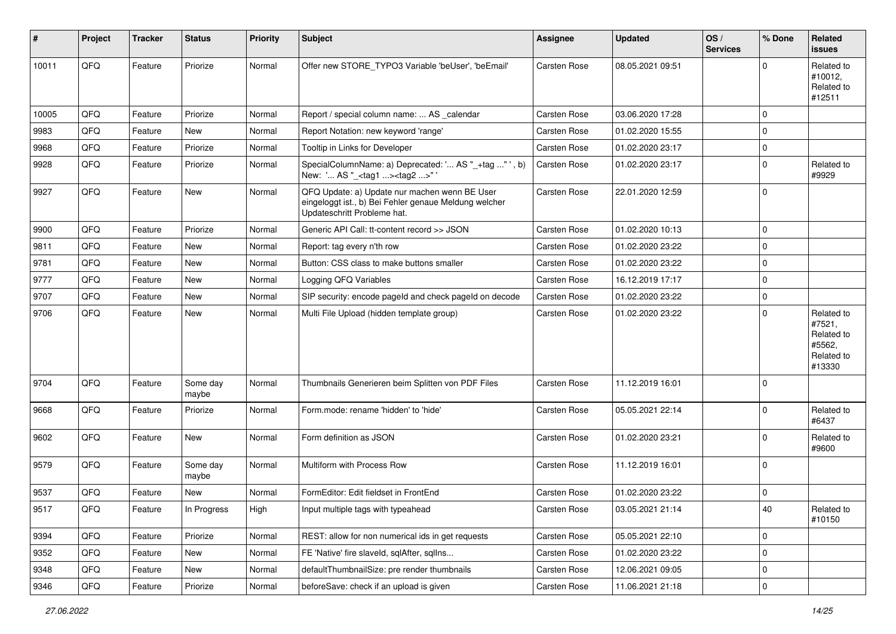| # | Project | Tracker | Status | Priority | Subject | Assignee | Updated | OS / Services | % Done | Related issues |
|---|---|---|---|---|---|---|---|---|---|---|
| 10011 | QFQ | Feature | Priorize | Normal | Offer new STORE_TYPO3 Variable 'beUser', 'beEmail' | Carsten Rose | 08.05.2021 09:51 | | 0 | Related to #10012, Related to #12511 |
| 10005 | QFQ | Feature | Priorize | Normal | Report / special column name: ... AS _calendar | Carsten Rose | 03.06.2020 17:28 | | 0 | |
| 9983 | QFQ | Feature | New | Normal | Report Notation: new keyword 'range' | Carsten Rose | 01.02.2020 15:55 | | 0 | |
| 9968 | QFQ | Feature | Priorize | Normal | Tooltip in Links for Developer | Carsten Rose | 01.02.2020 23:17 | | 0 | |
| 9928 | QFQ | Feature | Priorize | Normal | SpecialColumnName: a) Deprecated: '... AS "_+tag ..." ', b) New: '... AS "_<tag1 ...><tag2 ...>" ' | Carsten Rose | 01.02.2020 23:17 | | 0 | Related to #9929 |
| 9927 | QFQ | Feature | New | Normal | QFQ Update: a) Update nur machen wenn BE User eingeloggt ist., b) Bei Fehler genaue Meldung welcher Updateschritt Probleme hat. | Carsten Rose | 22.01.2020 12:59 | | 0 | |
| 9900 | QFQ | Feature | Priorize | Normal | Generic API Call: tt-content record >> JSON | Carsten Rose | 01.02.2020 10:13 | | 0 | |
| 9811 | QFQ | Feature | New | Normal | Report: tag every n'th row | Carsten Rose | 01.02.2020 23:22 | | 0 | |
| 9781 | QFQ | Feature | New | Normal | Button: CSS class to make buttons smaller | Carsten Rose | 01.02.2020 23:22 | | 0 | |
| 9777 | QFQ | Feature | New | Normal | Logging QFQ Variables | Carsten Rose | 16.12.2019 17:17 | | 0 | |
| 9707 | QFQ | Feature | New | Normal | SIP security: encode pageId and check pageId on decode | Carsten Rose | 01.02.2020 23:22 | | 0 | |
| 9706 | QFQ | Feature | New | Normal | Multi File Upload (hidden template group) | Carsten Rose | 01.02.2020 23:22 | | 0 | Related to #7521, Related to #5562, Related to #13330 |
| 9704 | QFQ | Feature | Some day maybe | Normal | Thumbnails Generieren beim Splitten von PDF Files | Carsten Rose | 11.12.2019 16:01 | | 0 | |
| 9668 | QFQ | Feature | Priorize | Normal | Form.mode: rename 'hidden' to 'hide' | Carsten Rose | 05.05.2021 22:14 | | 0 | Related to #6437 |
| 9602 | QFQ | Feature | New | Normal | Form definition as JSON | Carsten Rose | 01.02.2020 23:21 | | 0 | Related to #9600 |
| 9579 | QFQ | Feature | Some day maybe | Normal | Multiform with Process Row | Carsten Rose | 11.12.2019 16:01 | | 0 | |
| 9537 | QFQ | Feature | New | Normal | FormEditor: Edit fieldset in FrontEnd | Carsten Rose | 01.02.2020 23:22 | | 0 | |
| 9517 | QFQ | Feature | In Progress | High | Input multiple tags with typeahead | Carsten Rose | 03.05.2021 21:14 | | 40 | Related to #10150 |
| 9394 | QFQ | Feature | Priorize | Normal | REST: allow for non numerical ids in get requests | Carsten Rose | 05.05.2021 22:10 | | 0 | |
| 9352 | QFQ | Feature | New | Normal | FE 'Native' fire slaveId, sqlAfter, sqlIns... | Carsten Rose | 01.02.2020 23:22 | | 0 | |
| 9348 | QFQ | Feature | New | Normal | defaultThumbnailSize: pre render thumbnails | Carsten Rose | 12.06.2021 09:05 | | 0 | |
| 9346 | QFQ | Feature | Priorize | Normal | beforeSave: check if an upload is given | Carsten Rose | 11.06.2021 21:18 | | 0 | |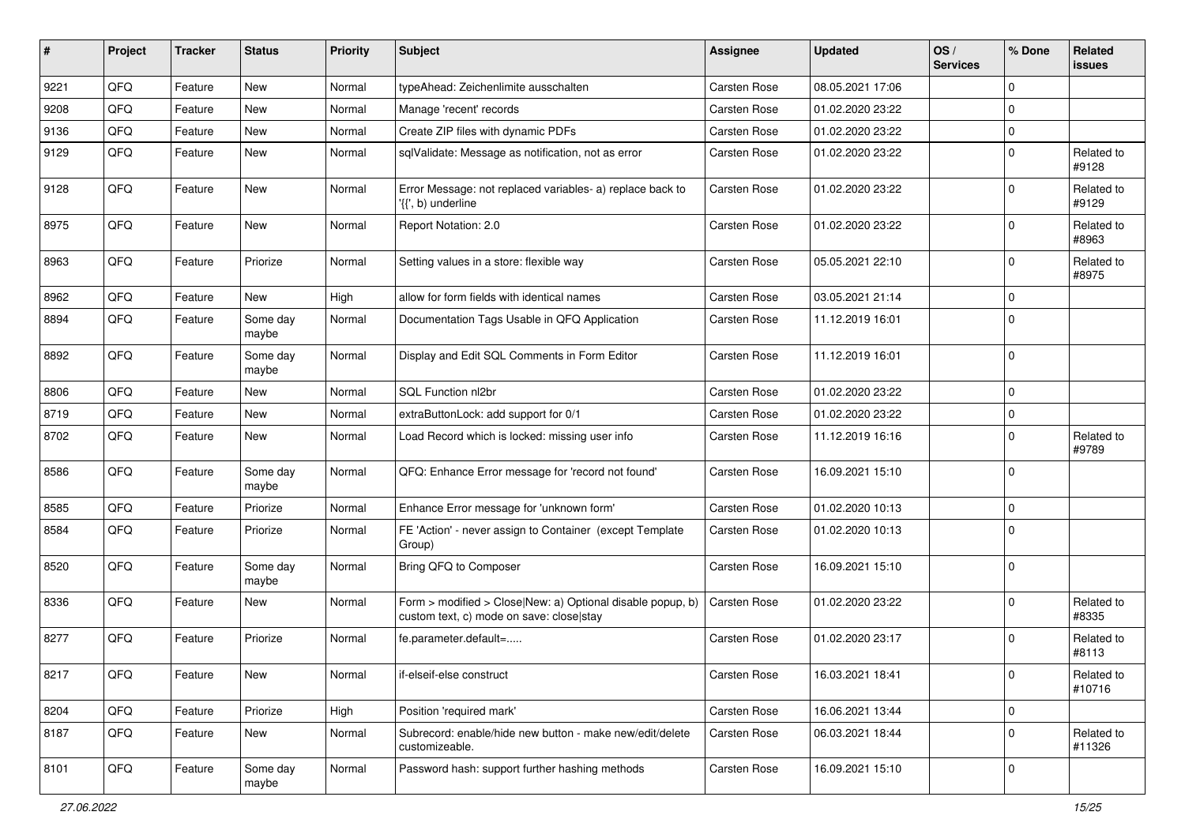| # | Project | Tracker | Status | Priority | Subject | Assignee | Updated | OS / Services | % Done | Related issues |
|---|---|---|---|---|---|---|---|---|---|---|
| 9221 | QFQ | Feature | New | Normal | typeAhead: Zeichenlimite ausschalten | Carsten Rose | 08.05.2021 17:06 | | 0 | |
| 9208 | QFQ | Feature | New | Normal | Manage 'recent' records | Carsten Rose | 01.02.2020 23:22 | | 0 | |
| 9136 | QFQ | Feature | New | Normal | Create ZIP files with dynamic PDFs | Carsten Rose | 01.02.2020 23:22 | | 0 | |
| 9129 | QFQ | Feature | New | Normal | sqlValidate: Message as notification, not as error | Carsten Rose | 01.02.2020 23:22 | | 0 | Related to #9128 |
| 9128 | QFQ | Feature | New | Normal | Error Message: not replaced variables- a) replace back to '{{', b) underline | Carsten Rose | 01.02.2020 23:22 | | 0 | Related to #9129 |
| 8975 | QFQ | Feature | New | Normal | Report Notation: 2.0 | Carsten Rose | 01.02.2020 23:22 | | 0 | Related to #8963 |
| 8963 | QFQ | Feature | Priorize | Normal | Setting values in a store: flexible way | Carsten Rose | 05.05.2021 22:10 | | 0 | Related to #8975 |
| 8962 | QFQ | Feature | New | High | allow for form fields with identical names | Carsten Rose | 03.05.2021 21:14 | | 0 | |
| 8894 | QFQ | Feature | Some day maybe | Normal | Documentation Tags Usable in QFQ Application | Carsten Rose | 11.12.2019 16:01 | | 0 | |
| 8892 | QFQ | Feature | Some day maybe | Normal | Display and Edit SQL Comments in Form Editor | Carsten Rose | 11.12.2019 16:01 | | 0 | |
| 8806 | QFQ | Feature | New | Normal | SQL Function nl2br | Carsten Rose | 01.02.2020 23:22 | | 0 | |
| 8719 | QFQ | Feature | New | Normal | extraButtonLock: add support for 0/1 | Carsten Rose | 01.02.2020 23:22 | | 0 | |
| 8702 | QFQ | Feature | New | Normal | Load Record which is locked: missing user info | Carsten Rose | 11.12.2019 16:16 | | 0 | Related to #9789 |
| 8586 | QFQ | Feature | Some day maybe | Normal | QFQ: Enhance Error message for 'record not found' | Carsten Rose | 16.09.2021 15:10 | | 0 | |
| 8585 | QFQ | Feature | Priorize | Normal | Enhance Error message for 'unknown form' | Carsten Rose | 01.02.2020 10:13 | | 0 | |
| 8584 | QFQ | Feature | Priorize | Normal | FE 'Action' - never assign to Container (except Template Group) | Carsten Rose | 01.02.2020 10:13 | | 0 | |
| 8520 | QFQ | Feature | Some day maybe | Normal | Bring QFQ to Composer | Carsten Rose | 16.09.2021 15:10 | | 0 | |
| 8336 | QFQ | Feature | New | Normal | Form > modified > Close\|New: a) Optional disable popup, b) custom text, c) mode on save: close\|stay | Carsten Rose | 01.02.2020 23:22 | | 0 | Related to #8335 |
| 8277 | QFQ | Feature | Priorize | Normal | fe.parameter.default=..... | Carsten Rose | 01.02.2020 23:17 | | 0 | Related to #8113 |
| 8217 | QFQ | Feature | New | Normal | if-elseif-else construct | Carsten Rose | 16.03.2021 18:41 | | 0 | Related to #10716 |
| 8204 | QFQ | Feature | Priorize | High | Position 'required mark' | Carsten Rose | 16.06.2021 13:44 | | 0 | |
| 8187 | QFQ | Feature | New | Normal | Subrecord: enable/hide new button - make new/edit/delete customizeable. | Carsten Rose | 06.03.2021 18:44 | | 0 | Related to #11326 |
| 8101 | QFQ | Feature | Some day maybe | Normal | Password hash: support further hashing methods | Carsten Rose | 16.09.2021 15:10 | | 0 | |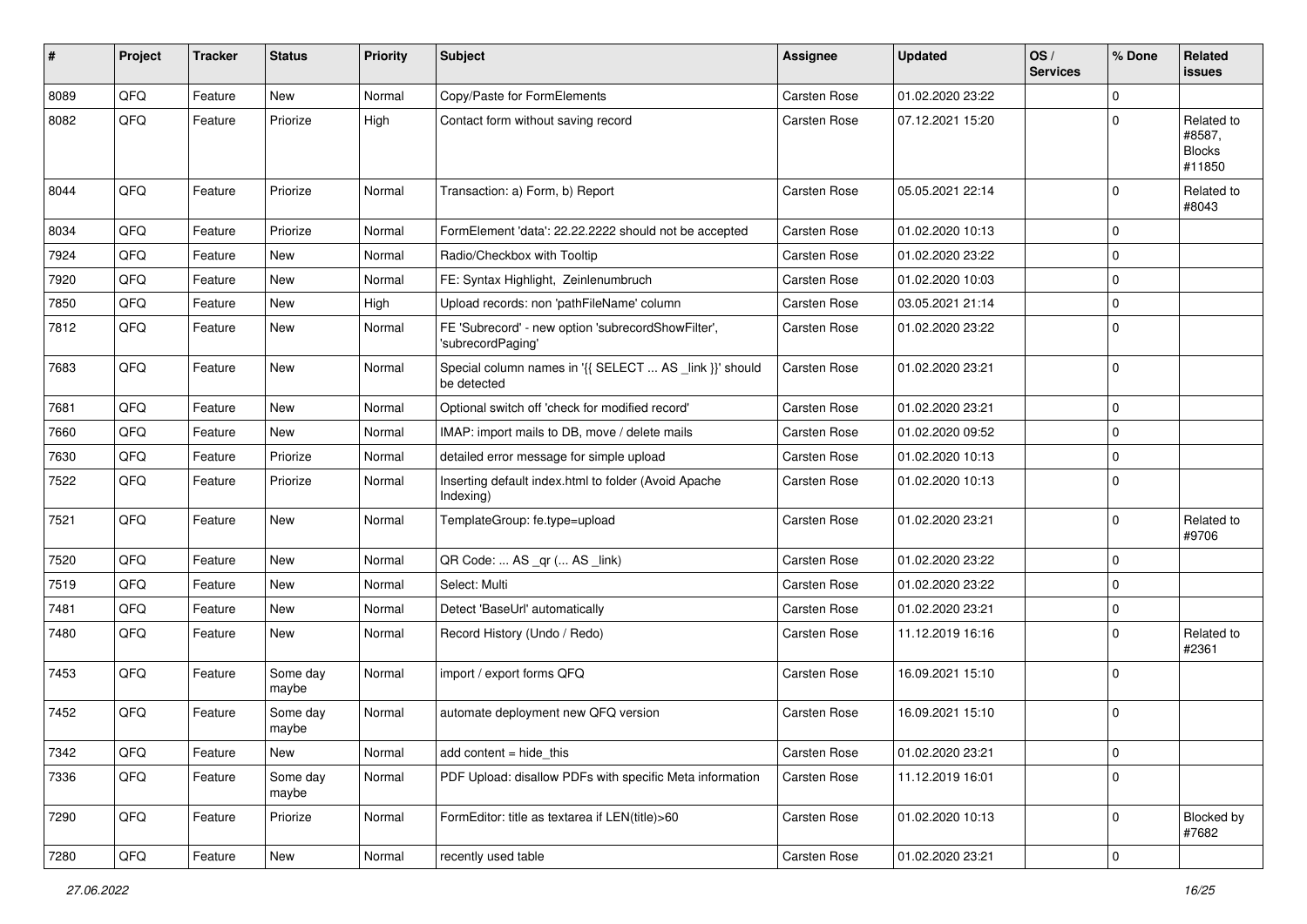| # | Project | Tracker | Status | Priority | Subject | Assignee | Updated | OS / Services | % Done | Related issues |
|---|---|---|---|---|---|---|---|---|---|---|
| 8089 | QFQ | Feature | New | Normal | Copy/Paste for FormElements | Carsten Rose | 01.02.2020 23:22 | | 0 | |
| 8082 | QFQ | Feature | Priorize | High | Contact form without saving record | Carsten Rose | 07.12.2021 15:20 | | 0 | Related to #8587, Blocks #11850 |
| 8044 | QFQ | Feature | Priorize | Normal | Transaction: a) Form, b) Report | Carsten Rose | 05.05.2021 22:14 | | 0 | Related to #8043 |
| 8034 | QFQ | Feature | Priorize | Normal | FormElement 'data': 22.22.2222 should not be accepted | Carsten Rose | 01.02.2020 10:13 | | 0 | |
| 7924 | QFQ | Feature | New | Normal | Radio/Checkbox with Tooltip | Carsten Rose | 01.02.2020 23:22 | | 0 | |
| 7920 | QFQ | Feature | New | Normal | FE: Syntax Highlight, Zeinlenumbruch | Carsten Rose | 01.02.2020 10:03 | | 0 | |
| 7850 | QFQ | Feature | New | High | Upload records: non 'pathFileName' column | Carsten Rose | 03.05.2021 21:14 | | 0 | |
| 7812 | QFQ | Feature | New | Normal | FE 'Subrecord' - new option 'subrecordShowFilter', 'subrecordPaging' | Carsten Rose | 01.02.2020 23:22 | | 0 | |
| 7683 | QFQ | Feature | New | Normal | Special column names in '{{ SELECT ... AS _link }}' should be detected | Carsten Rose | 01.02.2020 23:21 | | 0 | |
| 7681 | QFQ | Feature | New | Normal | Optional switch off 'check for modified record' | Carsten Rose | 01.02.2020 23:21 | | 0 | |
| 7660 | QFQ | Feature | New | Normal | IMAP: import mails to DB, move / delete mails | Carsten Rose | 01.02.2020 09:52 | | 0 | |
| 7630 | QFQ | Feature | Priorize | Normal | detailed error message for simple upload | Carsten Rose | 01.02.2020 10:13 | | 0 | |
| 7522 | QFQ | Feature | Priorize | Normal | Inserting default index.html to folder (Avoid Apache Indexing) | Carsten Rose | 01.02.2020 10:13 | | 0 | |
| 7521 | QFQ | Feature | New | Normal | TemplateGroup: fe.type=upload | Carsten Rose | 01.02.2020 23:21 | | 0 | Related to #9706 |
| 7520 | QFQ | Feature | New | Normal | QR Code: ... AS _qr ( ... AS _link) | Carsten Rose | 01.02.2020 23:22 | | 0 | |
| 7519 | QFQ | Feature | New | Normal | Select: Multi | Carsten Rose | 01.02.2020 23:22 | | 0 | |
| 7481 | QFQ | Feature | New | Normal | Detect 'BaseUrl' automatically | Carsten Rose | 01.02.2020 23:21 | | 0 | |
| 7480 | QFQ | Feature | New | Normal | Record History (Undo / Redo) | Carsten Rose | 11.12.2019 16:16 | | 0 | Related to #2361 |
| 7453 | QFQ | Feature | Some day maybe | Normal | import / export forms QFQ | Carsten Rose | 16.09.2021 15:10 | | 0 | |
| 7452 | QFQ | Feature | Some day maybe | Normal | automate deployment new QFQ version | Carsten Rose | 16.09.2021 15:10 | | 0 | |
| 7342 | QFQ | Feature | New | Normal | add content = hide_this | Carsten Rose | 01.02.2020 23:21 | | 0 | |
| 7336 | QFQ | Feature | Some day maybe | Normal | PDF Upload: disallow PDFs with specific Meta information | Carsten Rose | 11.12.2019 16:01 | | 0 | |
| 7290 | QFQ | Feature | Priorize | Normal | FormEditor: title as textarea if LEN(title)>60 | Carsten Rose | 01.02.2020 10:13 | | 0 | Blocked by #7682 |
| 7280 | QFQ | Feature | New | Normal | recently used table | Carsten Rose | 01.02.2020 23:21 | | 0 | |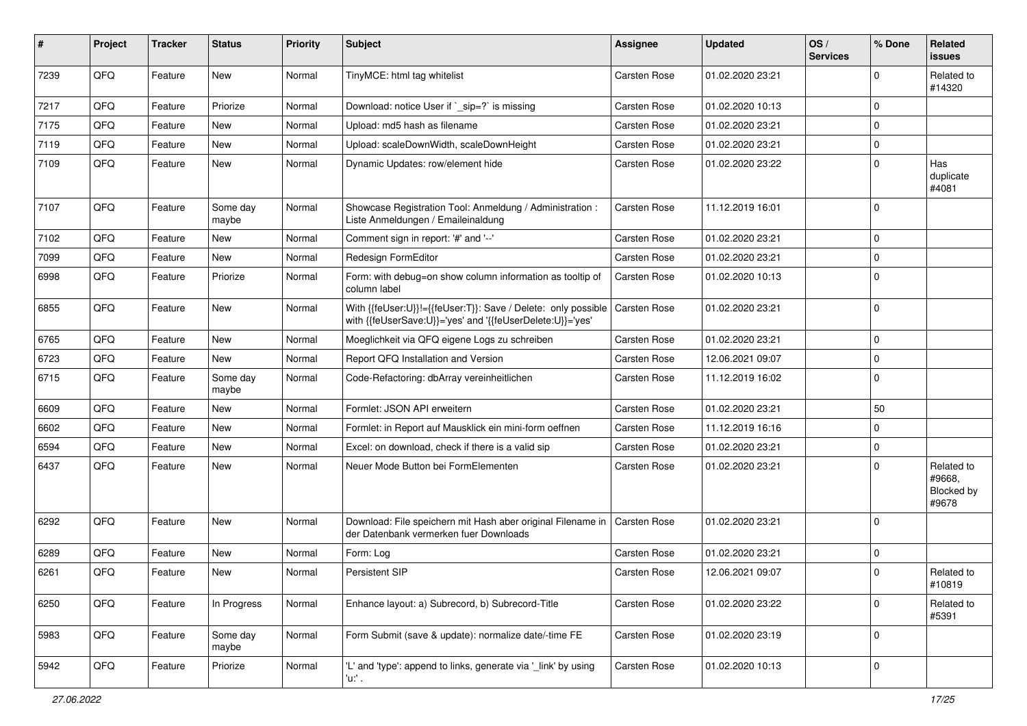| # | Project | Tracker | Status | Priority | Subject | Assignee | Updated | OS / Services | % Done | Related issues |
|---|---|---|---|---|---|---|---|---|---|---|
| 7239 | QFQ | Feature | New | Normal | TinyMCE: html tag whitelist | Carsten Rose | 01.02.2020 23:21 | | 0 | Related to #14320 |
| 7217 | QFQ | Feature | Priorize | Normal | Download: notice User if `_sip=?` is missing | Carsten Rose | 01.02.2020 10:13 | | 0 | |
| 7175 | QFQ | Feature | New | Normal | Upload: md5 hash as filename | Carsten Rose | 01.02.2020 23:21 | | 0 | |
| 7119 | QFQ | Feature | New | Normal | Upload: scaleDownWidth, scaleDownHeight | Carsten Rose | 01.02.2020 23:21 | | 0 | |
| 7109 | QFQ | Feature | New | Normal | Dynamic Updates: row/element hide | Carsten Rose | 01.02.2020 23:22 | | 0 | Has duplicate #4081 |
| 7107 | QFQ | Feature | Some day maybe | Normal | Showcase Registration Tool: Anmeldung / Administration : Liste Anmeldungen / Emaileinaldung | Carsten Rose | 11.12.2019 16:01 | | 0 | |
| 7102 | QFQ | Feature | New | Normal | Comment sign in report: '#' and '--' | Carsten Rose | 01.02.2020 23:21 | | 0 | |
| 7099 | QFQ | Feature | New | Normal | Redesign FormEditor | Carsten Rose | 01.02.2020 23:21 | | 0 | |
| 6998 | QFQ | Feature | Priorize | Normal | Form: with debug=on show column information as tooltip of column label | Carsten Rose | 01.02.2020 10:13 | | 0 | |
| 6855 | QFQ | Feature | New | Normal | With {{feUser:U}}!={{feUser:T}}: Save / Delete: only possible with {{feUserSave:U}}='yes' and '{{feUserDelete:U}}='yes' | Carsten Rose | 01.02.2020 23:21 | | 0 | |
| 6765 | QFQ | Feature | New | Normal | Moeglichkeit via QFQ eigene Logs zu schreiben | Carsten Rose | 01.02.2020 23:21 | | 0 | |
| 6723 | QFQ | Feature | New | Normal | Report QFQ Installation and Version | Carsten Rose | 12.06.2021 09:07 | | 0 | |
| 6715 | QFQ | Feature | Some day maybe | Normal | Code-Refactoring: dbArray vereinheitlichen | Carsten Rose | 11.12.2019 16:02 | | 0 | |
| 6609 | QFQ | Feature | New | Normal | Formlet: JSON API erweitern | Carsten Rose | 01.02.2020 23:21 | | 50 | |
| 6602 | QFQ | Feature | New | Normal | Formlet: in Report auf Mausklick ein mini-form oeffnen | Carsten Rose | 11.12.2019 16:16 | | 0 | |
| 6594 | QFQ | Feature | New | Normal | Excel: on download, check if there is a valid sip | Carsten Rose | 01.02.2020 23:21 | | 0 | |
| 6437 | QFQ | Feature | New | Normal | Neuer Mode Button bei FormElementen | Carsten Rose | 01.02.2020 23:21 | | 0 | Related to #9668, Blocked by #9678 |
| 6292 | QFQ | Feature | New | Normal | Download: File speichern mit Hash aber original Filename in der Datenbank vermerken fuer Downloads | Carsten Rose | 01.02.2020 23:21 | | 0 | |
| 6289 | QFQ | Feature | New | Normal | Form: Log | Carsten Rose | 01.02.2020 23:21 | | 0 | |
| 6261 | QFQ | Feature | New | Normal | Persistent SIP | Carsten Rose | 12.06.2021 09:07 | | 0 | Related to #10819 |
| 6250 | QFQ | Feature | In Progress | Normal | Enhance layout: a) Subrecord, b) Subrecord-Title | Carsten Rose | 01.02.2020 23:22 | | 0 | Related to #5391 |
| 5983 | QFQ | Feature | Some day maybe | Normal | Form Submit (save & update): normalize date/-time FE | Carsten Rose | 01.02.2020 23:19 | | 0 | |
| 5942 | QFQ | Feature | Priorize | Normal | 'L' and 'type': append to links, generate via '_link' by using 'u:' . | Carsten Rose | 01.02.2020 10:13 | | 0 | |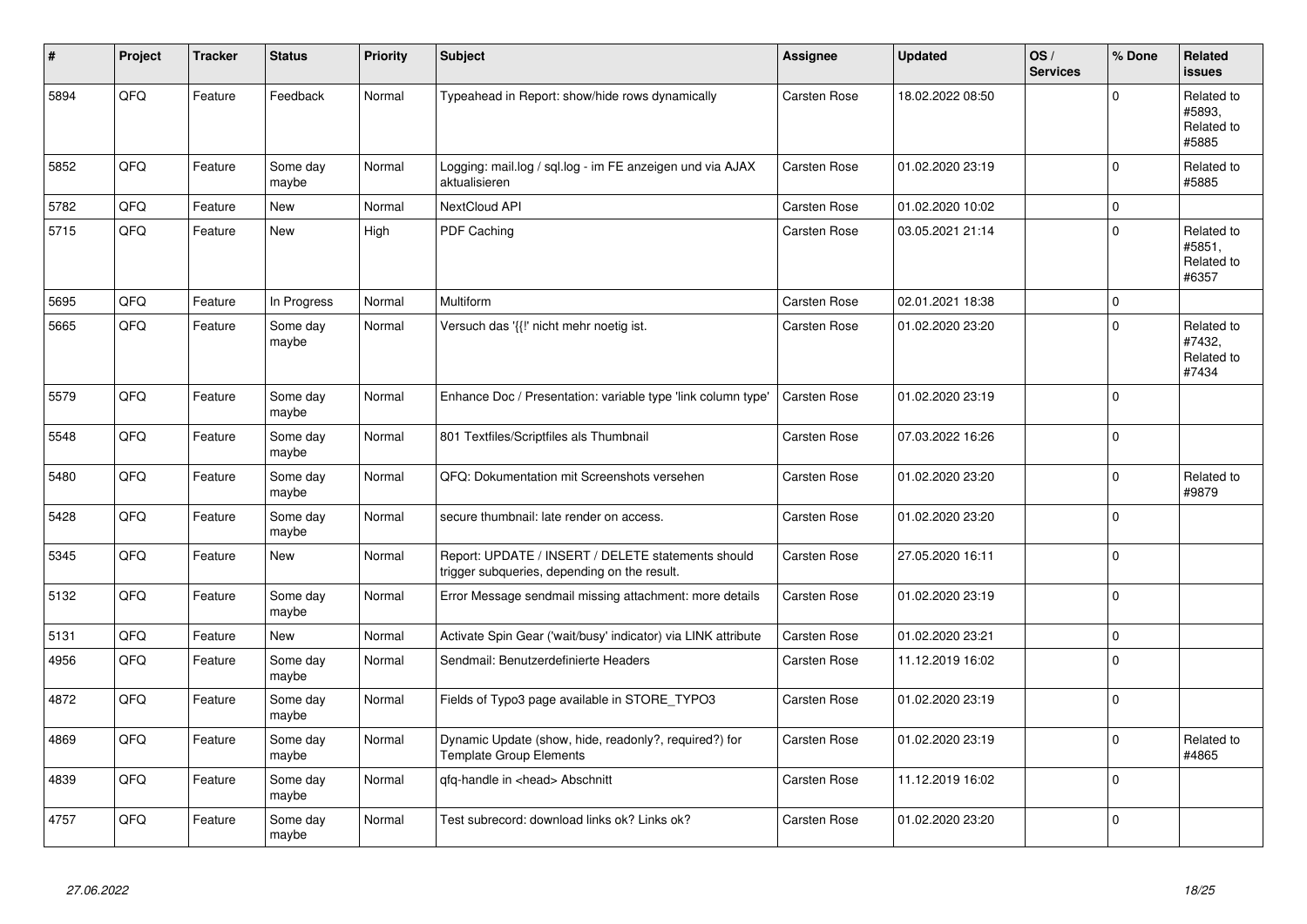| # | Project | Tracker | Status | Priority | Subject | Assignee | Updated | OS / Services | % Done | Related issues |
|---|---|---|---|---|---|---|---|---|---|---|
| 5894 | QFQ | Feature | Feedback | Normal | Typeahead in Report: show/hide rows dynamically | Carsten Rose | 18.02.2022 08:50 | | 0 | Related to #5893, Related to #5885 |
| 5852 | QFQ | Feature | Some day maybe | Normal | Logging: mail.log / sql.log - im FE anzeigen und via AJAX aktualisieren | Carsten Rose | 01.02.2020 23:19 | | 0 | Related to #5885 |
| 5782 | QFQ | Feature | New | Normal | NextCloud API | Carsten Rose | 01.02.2020 10:02 | | 0 | |
| 5715 | QFQ | Feature | New | High | PDF Caching | Carsten Rose | 03.05.2021 21:14 | | 0 | Related to #5851, Related to #6357 |
| 5695 | QFQ | Feature | In Progress | Normal | Multiform | Carsten Rose | 02.01.2021 18:38 | | 0 | |
| 5665 | QFQ | Feature | Some day maybe | Normal | Versuch das '{{!' nicht mehr noetig ist. | Carsten Rose | 01.02.2020 23:20 | | 0 | Related to #7432, Related to #7434 |
| 5579 | QFQ | Feature | Some day maybe | Normal | Enhance Doc / Presentation: variable type 'link column type' | Carsten Rose | 01.02.2020 23:19 | | 0 | |
| 5548 | QFQ | Feature | Some day maybe | Normal | 801 Textfiles/Scriptfiles als Thumbnail | Carsten Rose | 07.03.2022 16:26 | | 0 | |
| 5480 | QFQ | Feature | Some day maybe | Normal | QFQ: Dokumentation mit Screenshots versehen | Carsten Rose | 01.02.2020 23:20 | | 0 | Related to #9879 |
| 5428 | QFQ | Feature | Some day maybe | Normal | secure thumbnail: late render on access. | Carsten Rose | 01.02.2020 23:20 | | 0 | |
| 5345 | QFQ | Feature | New | Normal | Report: UPDATE / INSERT / DELETE statements should trigger subqueries, depending on the result. | Carsten Rose | 27.05.2020 16:11 | | 0 | |
| 5132 | QFQ | Feature | Some day maybe | Normal | Error Message sendmail missing attachment: more details | Carsten Rose | 01.02.2020 23:19 | | 0 | |
| 5131 | QFQ | Feature | New | Normal | Activate Spin Gear ('wait/busy' indicator) via LINK attribute | Carsten Rose | 01.02.2020 23:21 | | 0 | |
| 4956 | QFQ | Feature | Some day maybe | Normal | Sendmail: Benutzerdefinierte Headers | Carsten Rose | 11.12.2019 16:02 | | 0 | |
| 4872 | QFQ | Feature | Some day maybe | Normal | Fields of Typo3 page available in STORE_TYPO3 | Carsten Rose | 01.02.2020 23:19 | | 0 | |
| 4869 | QFQ | Feature | Some day maybe | Normal | Dynamic Update (show, hide, readonly?, required?) for Template Group Elements | Carsten Rose | 01.02.2020 23:19 | | 0 | Related to #4865 |
| 4839 | QFQ | Feature | Some day maybe | Normal | qfq-handle in <head> Abschnitt | Carsten Rose | 11.12.2019 16:02 | | 0 | |
| 4757 | QFQ | Feature | Some day maybe | Normal | Test subrecord: download links ok? Links ok? | Carsten Rose | 01.02.2020 23:20 | | 0 | |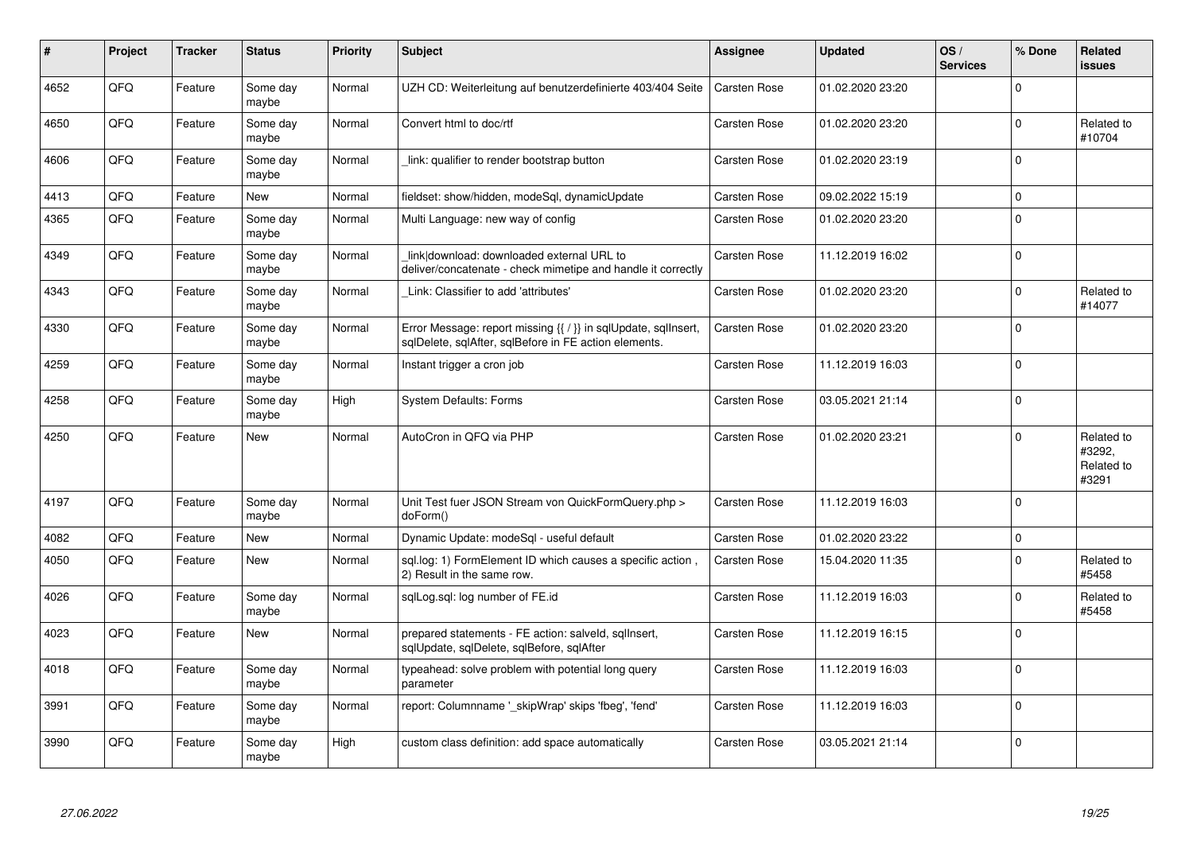| # | Project | Tracker | Status | Priority | Subject | Assignee | Updated | OS / Services | % Done | Related issues |
|---|---|---|---|---|---|---|---|---|---|---|
| 4652 | QFQ | Feature | Some day maybe | Normal | UZH CD: Weiterleitung auf benutzerdefinierte 403/404 Seite | Carsten Rose | 01.02.2020 23:20 | | 0 | |
| 4650 | QFQ | Feature | Some day maybe | Normal | Convert html to doc/rtf | Carsten Rose | 01.02.2020 23:20 | | 0 | Related to #10704 |
| 4606 | QFQ | Feature | Some day maybe | Normal | _link: qualifier to render bootstrap button | Carsten Rose | 01.02.2020 23:19 | | 0 | |
| 4413 | QFQ | Feature | New | Normal | fieldset: show/hidden, modeSql, dynamicUpdate | Carsten Rose | 09.02.2022 15:19 | | 0 | |
| 4365 | QFQ | Feature | Some day maybe | Normal | Multi Language: new way of config | Carsten Rose | 01.02.2020 23:20 | | 0 | |
| 4349 | QFQ | Feature | Some day maybe | Normal | _link\|download: downloaded external URL to deliver/concatenate - check mimetipe and handle it correctly | Carsten Rose | 11.12.2019 16:02 | | 0 | |
| 4343 | QFQ | Feature | Some day maybe | Normal | _Link: Classifier to add 'attributes' | Carsten Rose | 01.02.2020 23:20 | | 0 | Related to #14077 |
| 4330 | QFQ | Feature | Some day maybe | Normal | Error Message: report missing {{ / }} in sqlUpdate, sqlInsert, sqlDelete, sqlAfter, sqlBefore in FE action elements. | Carsten Rose | 01.02.2020 23:20 | | 0 | |
| 4259 | QFQ | Feature | Some day maybe | Normal | Instant trigger a cron job | Carsten Rose | 11.12.2019 16:03 | | 0 | |
| 4258 | QFQ | Feature | Some day maybe | High | System Defaults: Forms | Carsten Rose | 03.05.2021 21:14 | | 0 | |
| 4250 | QFQ | Feature | New | Normal | AutoCron in QFQ via PHP | Carsten Rose | 01.02.2020 23:21 | | 0 | Related to #3292, Related to #3291 |
| 4197 | QFQ | Feature | Some day maybe | Normal | Unit Test fuer JSON Stream von QuickFormQuery.php > doForm() | Carsten Rose | 11.12.2019 16:03 | | 0 | |
| 4082 | QFQ | Feature | New | Normal | Dynamic Update: modeSql - useful default | Carsten Rose | 01.02.2020 23:22 | | 0 | |
| 4050 | QFQ | Feature | New | Normal | sql.log: 1) FormElement ID which causes a specific action , 2) Result in the same row. | Carsten Rose | 15.04.2020 11:35 | | 0 | Related to #5458 |
| 4026 | QFQ | Feature | Some day maybe | Normal | sqlLog.sql: log number of FE.id | Carsten Rose | 11.12.2019 16:03 | | 0 | Related to #5458 |
| 4023 | QFQ | Feature | New | Normal | prepared statements - FE action: salveld, sqlInsert, sqlUpdate, sqlDelete, sqlBefore, sqlAfter | Carsten Rose | 11.12.2019 16:15 | | 0 | |
| 4018 | QFQ | Feature | Some day maybe | Normal | typeahead: solve problem with potential long query parameter | Carsten Rose | 11.12.2019 16:03 | | 0 | |
| 3991 | QFQ | Feature | Some day maybe | Normal | report: Columnname '_skipWrap' skips 'fbeg', 'fend' | Carsten Rose | 11.12.2019 16:03 | | 0 | |
| 3990 | QFQ | Feature | Some day maybe | High | custom class definition: add space automatically | Carsten Rose | 03.05.2021 21:14 | | 0 | |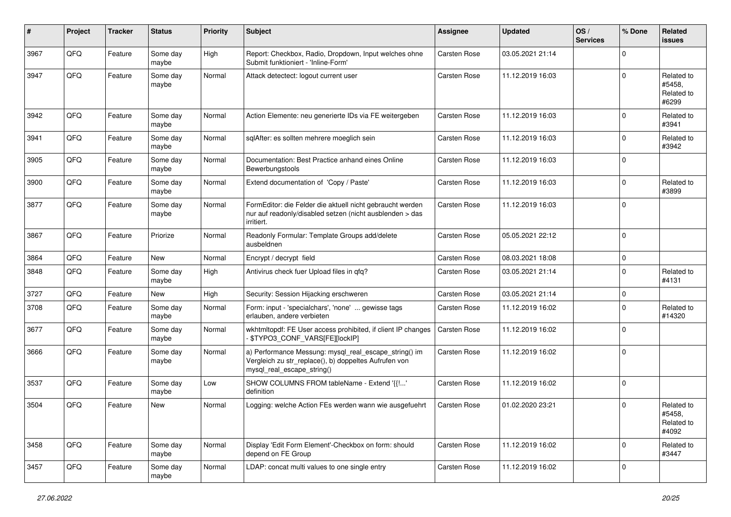| # | Project | Tracker | Status | Priority | Subject | Assignee | Updated | OS / Services | % Done | Related issues |
|---|---|---|---|---|---|---|---|---|---|---|
| 3967 | QFQ | Feature | Some day maybe | High | Report: Checkbox, Radio, Dropdown, Input welches ohne Submit funktioniert - 'Inline-Form' | Carsten Rose | 03.05.2021 21:14 | | 0 | |
| 3947 | QFQ | Feature | Some day maybe | Normal | Attack detectect: logout current user | Carsten Rose | 11.12.2019 16:03 | | 0 | Related to #5458, Related to #6299 |
| 3942 | QFQ | Feature | Some day maybe | Normal | Action Elemente: neu generierte IDs via FE weitergeben | Carsten Rose | 11.12.2019 16:03 | | 0 | Related to #3941 |
| 3941 | QFQ | Feature | Some day maybe | Normal | sqlAfter: es sollten mehrere moeglich sein | Carsten Rose | 11.12.2019 16:03 | | 0 | Related to #3942 |
| 3905 | QFQ | Feature | Some day maybe | Normal | Documentation: Best Practice anhand eines Online Bewerbungstools | Carsten Rose | 11.12.2019 16:03 | | 0 | |
| 3900 | QFQ | Feature | Some day maybe | Normal | Extend documentation of 'Copy / Paste' | Carsten Rose | 11.12.2019 16:03 | | 0 | Related to #3899 |
| 3877 | QFQ | Feature | Some day maybe | Normal | FormEditor: die Felder die aktuell nicht gebraucht werden nur auf readonly/disabled setzen (nicht ausblenden > das irritiert. | Carsten Rose | 11.12.2019 16:03 | | 0 | |
| 3867 | QFQ | Feature | Priorize | Normal | Readonly Formular: Template Groups add/delete ausbeldnen | Carsten Rose | 05.05.2021 22:12 | | 0 | |
| 3864 | QFQ | Feature | New | Normal | Encrypt / decrypt field | Carsten Rose | 08.03.2021 18:08 | | 0 | |
| 3848 | QFQ | Feature | Some day maybe | High | Antivirus check fuer Upload files in qfq? | Carsten Rose | 03.05.2021 21:14 | | 0 | Related to #4131 |
| 3727 | QFQ | Feature | New | High | Security: Session Hijacking erschweren | Carsten Rose | 03.05.2021 21:14 | | 0 | |
| 3708 | QFQ | Feature | Some day maybe | Normal | Form: input - 'specialchars', 'none' ... gewisse tags erlauben, andere verbieten | Carsten Rose | 11.12.2019 16:02 | | 0 | Related to #14320 |
| 3677 | QFQ | Feature | Some day maybe | Normal | wkhtmltopdf: FE User access prohibited, if client IP changes - $TYPO3_CONF_VARS[FE][lockIP] | Carsten Rose | 11.12.2019 16:02 | | 0 | |
| 3666 | QFQ | Feature | Some day maybe | Normal | a) Performance Messung: mysql_real_escape_string() im Vergleich zu str_replace(), b) doppeltes Aufrufen von mysql_real_escape_string() | Carsten Rose | 11.12.2019 16:02 | | 0 | |
| 3537 | QFQ | Feature | Some day maybe | Low | SHOW COLUMNS FROM tableName - Extend '{{!...' definition | Carsten Rose | 11.12.2019 16:02 | | 0 | |
| 3504 | QFQ | Feature | New | Normal | Logging: welche Action FEs werden wann wie ausgefuehrt | Carsten Rose | 01.02.2020 23:21 | | 0 | Related to #5458, Related to #4092 |
| 3458 | QFQ | Feature | Some day maybe | Normal | Display 'Edit Form Element'-Checkbox on form: should depend on FE Group | Carsten Rose | 11.12.2019 16:02 | | 0 | Related to #3447 |
| 3457 | QFQ | Feature | Some day maybe | Normal | LDAP: concat multi values to one single entry | Carsten Rose | 11.12.2019 16:02 | | 0 | |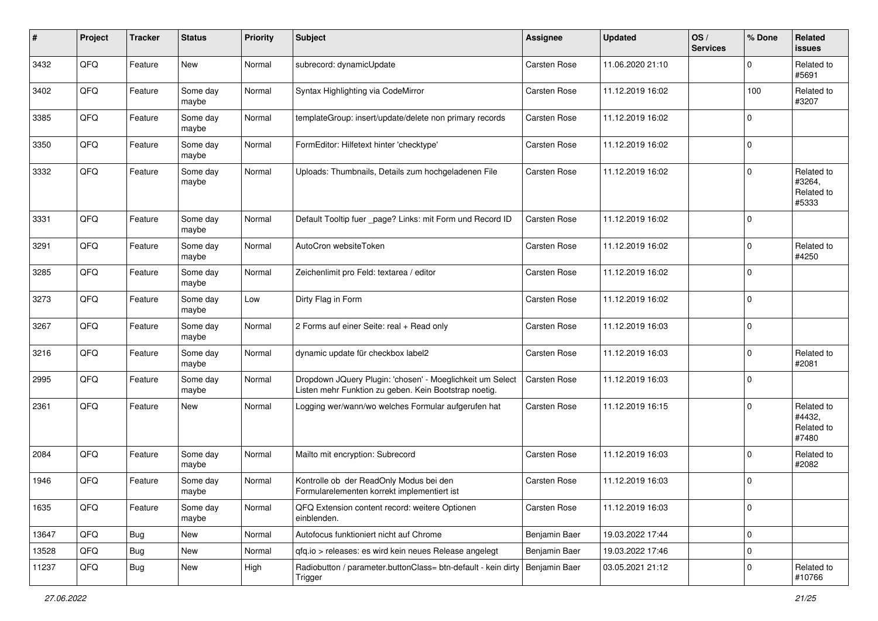| # | Project | Tracker | Status | Priority | Subject | Assignee | Updated | OS / Services | % Done | Related issues |
|---|---|---|---|---|---|---|---|---|---|---|
| 3432 | QFQ | Feature | New | Normal | subrecord: dynamicUpdate | Carsten Rose | 11.06.2020 21:10 | | 0 | Related to #5691 |
| 3402 | QFQ | Feature | Some day maybe | Normal | Syntax Highlighting via CodeMirror | Carsten Rose | 11.12.2019 16:02 | | 100 | Related to #3207 |
| 3385 | QFQ | Feature | Some day maybe | Normal | templateGroup: insert/update/delete non primary records | Carsten Rose | 11.12.2019 16:02 | | 0 | |
| 3350 | QFQ | Feature | Some day maybe | Normal | FormEditor: Hilfetext hinter 'checktype' | Carsten Rose | 11.12.2019 16:02 | | 0 | |
| 3332 | QFQ | Feature | Some day maybe | Normal | Uploads: Thumbnails, Details zum hochgeladenen File | Carsten Rose | 11.12.2019 16:02 | | 0 | Related to #3264, Related to #5333 |
| 3331 | QFQ | Feature | Some day maybe | Normal | Default Tooltip fuer _page? Links: mit Form und Record ID | Carsten Rose | 11.12.2019 16:02 | | 0 | |
| 3291 | QFQ | Feature | Some day maybe | Normal | AutoCron websiteToken | Carsten Rose | 11.12.2019 16:02 | | 0 | Related to #4250 |
| 3285 | QFQ | Feature | Some day maybe | Normal | Zeichenlimit pro Feld: textarea / editor | Carsten Rose | 11.12.2019 16:02 | | 0 | |
| 3273 | QFQ | Feature | Some day maybe | Low | Dirty Flag in Form | Carsten Rose | 11.12.2019 16:02 | | 0 | |
| 3267 | QFQ | Feature | Some day maybe | Normal | 2 Forms auf einer Seite: real + Read only | Carsten Rose | 11.12.2019 16:03 | | 0 | |
| 3216 | QFQ | Feature | Some day maybe | Normal | dynamic update für checkbox label2 | Carsten Rose | 11.12.2019 16:03 | | 0 | Related to #2081 |
| 2995 | QFQ | Feature | Some day maybe | Normal | Dropdown JQuery Plugin: 'chosen' - Moeglichkeit um Select Listen mehr Funktion zu geben. Kein Bootstrap noetig. | Carsten Rose | 11.12.2019 16:03 | | 0 | |
| 2361 | QFQ | Feature | New | Normal | Logging wer/wann/wo welches Formular aufgerufen hat | Carsten Rose | 11.12.2019 16:15 | | 0 | Related to #4432, Related to #7480 |
| 2084 | QFQ | Feature | Some day maybe | Normal | Mailto mit encryption: Subrecord | Carsten Rose | 11.12.2019 16:03 | | 0 | Related to #2082 |
| 1946 | QFQ | Feature | Some day maybe | Normal | Kontrolle ob der ReadOnly Modus bei den Formularelementen korrekt implementiert ist | Carsten Rose | 11.12.2019 16:03 | | 0 | |
| 1635 | QFQ | Feature | Some day maybe | Normal | QFQ Extension content record: weitere Optionen einblenden. | Carsten Rose | 11.12.2019 16:03 | | 0 | |
| 13647 | QFQ | Bug | New | Normal | Autofocus funktioniert nicht auf Chrome | Benjamin Baer | 19.03.2022 17:44 | | 0 | |
| 13528 | QFQ | Bug | New | Normal | qfq.io > releases: es wird kein neues Release angelegt | Benjamin Baer | 19.03.2022 17:46 | | 0 | |
| 11237 | QFQ | Bug | New | High | Radiobutton / parameter.buttonClass= btn-default - kein dirty Trigger | Benjamin Baer | 03.05.2021 21:12 | | 0 | Related to #10766 |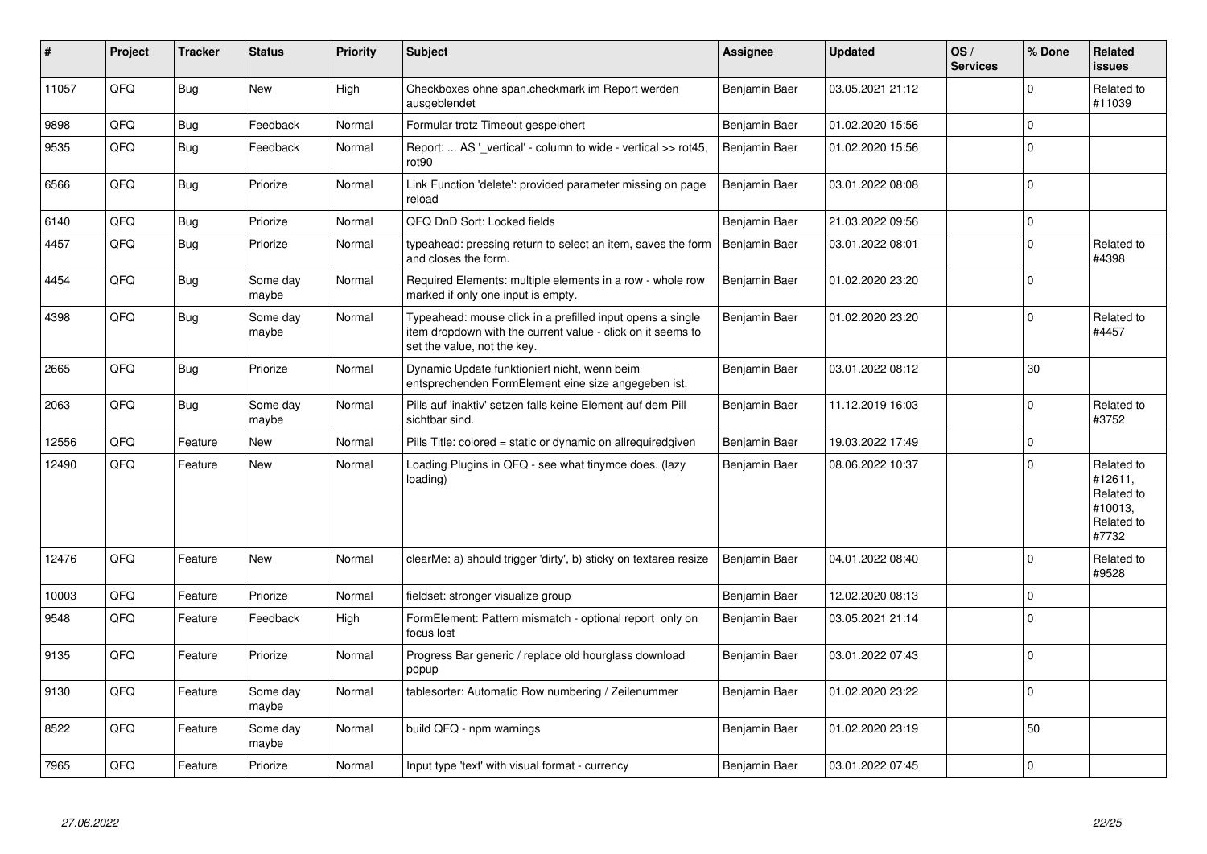| # | Project | Tracker | Status | Priority | Subject | Assignee | Updated | OS / Services | % Done | Related issues |
|---|---|---|---|---|---|---|---|---|---|---|
| 11057 | QFQ | Bug | New | High | Checkboxes ohne span.checkmark im Report werden ausgeblendet | Benjamin Baer | 03.05.2021 21:12 | | 0 | Related to #11039 |
| 9898 | QFQ | Bug | Feedback | Normal | Formular trotz Timeout gespeichert | Benjamin Baer | 01.02.2020 15:56 | | 0 | |
| 9535 | QFQ | Bug | Feedback | Normal | Report: ... AS '_vertical' - column to wide - vertical >> rot45, rot90 | Benjamin Baer | 01.02.2020 15:56 | | 0 | |
| 6566 | QFQ | Bug | Priorize | Normal | Link Function 'delete': provided parameter missing on page reload | Benjamin Baer | 03.01.2022 08:08 | | 0 | |
| 6140 | QFQ | Bug | Priorize | Normal | QFQ DnD Sort: Locked fields | Benjamin Baer | 21.03.2022 09:56 | | 0 | |
| 4457 | QFQ | Bug | Priorize | Normal | typeahead: pressing return to select an item, saves the form and closes the form. | Benjamin Baer | 03.01.2022 08:01 | | 0 | Related to #4398 |
| 4454 | QFQ | Bug | Some day maybe | Normal | Required Elements: multiple elements in a row - whole row marked if only one input is empty. | Benjamin Baer | 01.02.2020 23:20 | | 0 | |
| 4398 | QFQ | Bug | Some day maybe | Normal | Typeahead: mouse click in a prefilled input opens a single item dropdown with the current value - click on it seems to set the value, not the key. | Benjamin Baer | 01.02.2020 23:20 | | 0 | Related to #4457 |
| 2665 | QFQ | Bug | Priorize | Normal | Dynamic Update funktioniert nicht, wenn beim entsprechenden FormElement eine size angegeben ist. | Benjamin Baer | 03.01.2022 08:12 | | 30 | |
| 2063 | QFQ | Bug | Some day maybe | Normal | Pills auf 'inaktiv' setzen falls keine Element auf dem Pill sichtbar sind. | Benjamin Baer | 11.12.2019 16:03 | | 0 | Related to #3752 |
| 12556 | QFQ | Feature | New | Normal | Pills Title: colored = static or dynamic on allrequiredgiven | Benjamin Baer | 19.03.2022 17:49 | | 0 | |
| 12490 | QFQ | Feature | New | Normal | Loading Plugins in QFQ - see what tinymce does. (lazy loading) | Benjamin Baer | 08.06.2022 10:37 | | 0 | Related to #12611, Related to #10013, Related to #7732 |
| 12476 | QFQ | Feature | New | Normal | clearMe: a) should trigger 'dirty', b) sticky on textarea resize | Benjamin Baer | 04.01.2022 08:40 | | 0 | Related to #9528 |
| 10003 | QFQ | Feature | Priorize | Normal | fieldset: stronger visualize group | Benjamin Baer | 12.02.2020 08:13 | | 0 | |
| 9548 | QFQ | Feature | Feedback | High | FormElement: Pattern mismatch - optional report only on focus lost | Benjamin Baer | 03.05.2021 21:14 | | 0 | |
| 9135 | QFQ | Feature | Priorize | Normal | Progress Bar generic / replace old hourglass download popup | Benjamin Baer | 03.01.2022 07:43 | | 0 | |
| 9130 | QFQ | Feature | Some day maybe | Normal | tablesorter: Automatic Row numbering / Zeilenummer | Benjamin Baer | 01.02.2020 23:22 | | 0 | |
| 8522 | QFQ | Feature | Some day maybe | Normal | build QFQ - npm warnings | Benjamin Baer | 01.02.2020 23:19 | | 50 | |
| 7965 | QFQ | Feature | Priorize | Normal | Input type 'text' with visual format - currency | Benjamin Baer | 03.01.2022 07:45 | | 0 | |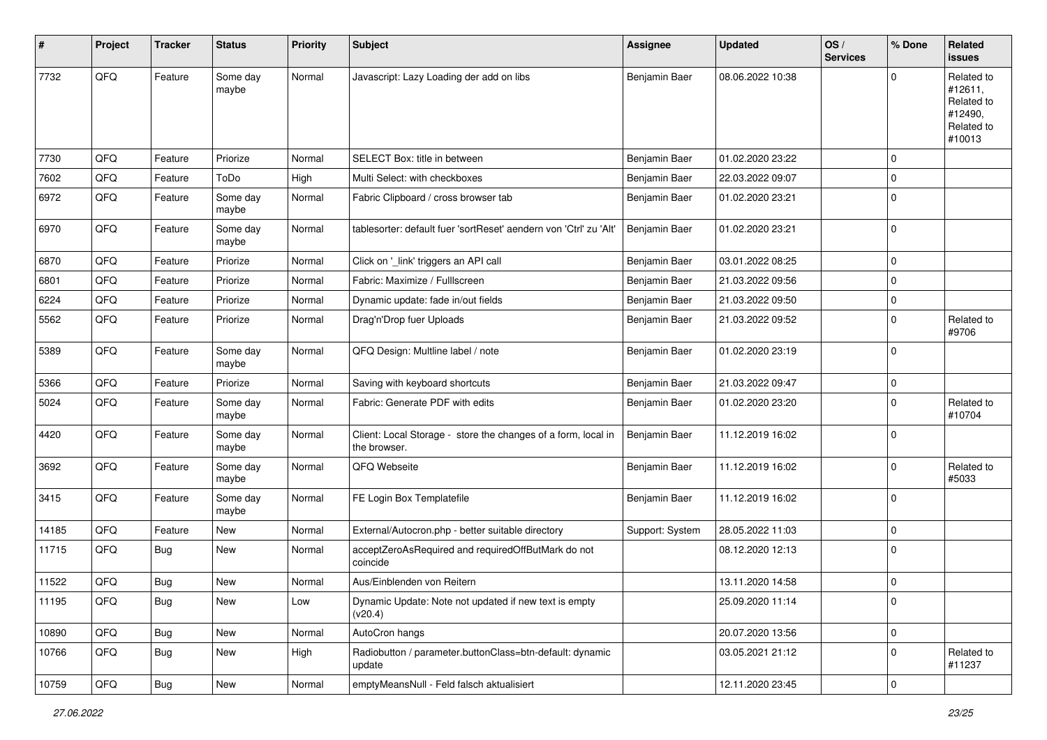| # | Project | Tracker | Status | Priority | Subject | Assignee | Updated | OS / Services | % Done | Related issues |
|---|---|---|---|---|---|---|---|---|---|---|
| 7732 | QFQ | Feature | Some day maybe | Normal | Javascript: Lazy Loading der add on libs | Benjamin Baer | 08.06.2022 10:38 | | 0 | Related to #12611, Related to #12490, Related to #10013 |
| 7730 | QFQ | Feature | Priorize | Normal | SELECT Box: title in between | Benjamin Baer | 01.02.2020 23:22 | | 0 | |
| 7602 | QFQ | Feature | ToDo | High | Multi Select: with checkboxes | Benjamin Baer | 22.03.2022 09:07 | | 0 | |
| 6972 | QFQ | Feature | Some day maybe | Normal | Fabric Clipboard / cross browser tab | Benjamin Baer | 01.02.2020 23:21 | | 0 | |
| 6970 | QFQ | Feature | Some day maybe | Normal | tablesorter: default fuer 'sortReset' aendern von 'Ctrl' zu 'Alt' | Benjamin Baer | 01.02.2020 23:21 | | 0 | |
| 6870 | QFQ | Feature | Priorize | Normal | Click on '_link' triggers an API call | Benjamin Baer | 03.01.2022 08:25 | | 0 | |
| 6801 | QFQ | Feature | Priorize | Normal | Fabric: Maximize / Fulllscreen | Benjamin Baer | 21.03.2022 09:56 | | 0 | |
| 6224 | QFQ | Feature | Priorize | Normal | Dynamic update: fade in/out fields | Benjamin Baer | 21.03.2022 09:50 | | 0 | |
| 5562 | QFQ | Feature | Priorize | Normal | Drag'n'Drop fuer Uploads | Benjamin Baer | 21.03.2022 09:52 | | 0 | Related to #9706 |
| 5389 | QFQ | Feature | Some day maybe | Normal | QFQ Design: Multline label / note | Benjamin Baer | 01.02.2020 23:19 | | 0 | |
| 5366 | QFQ | Feature | Priorize | Normal | Saving with keyboard shortcuts | Benjamin Baer | 21.03.2022 09:47 | | 0 | |
| 5024 | QFQ | Feature | Some day maybe | Normal | Fabric: Generate PDF with edits | Benjamin Baer | 01.02.2020 23:20 | | 0 | Related to #10704 |
| 4420 | QFQ | Feature | Some day maybe | Normal | Client: Local Storage - store the changes of a form, local in the browser. | Benjamin Baer | 11.12.2019 16:02 | | 0 | |
| 3692 | QFQ | Feature | Some day maybe | Normal | QFQ Webseite | Benjamin Baer | 11.12.2019 16:02 | | 0 | Related to #5033 |
| 3415 | QFQ | Feature | Some day maybe | Normal | FE Login Box Templatefile | Benjamin Baer | 11.12.2019 16:02 | | 0 | |
| 14185 | QFQ | Feature | New | Normal | External/Autocron.php - better suitable directory | Support: System | 28.05.2022 11:03 | | 0 | |
| 11715 | QFQ | Bug | New | Normal | acceptZeroAsRequired and requiredOffButMark do not coincide | | 08.12.2020 12:13 | | 0 | |
| 11522 | QFQ | Bug | New | Normal | Aus/Einblenden von Reitern | | 13.11.2020 14:58 | | 0 | |
| 11195 | QFQ | Bug | New | Low | Dynamic Update: Note not updated if new text is empty (v20.4) | | 25.09.2020 11:14 | | 0 | |
| 10890 | QFQ | Bug | New | Normal | AutoCron hangs | | 20.07.2020 13:56 | | 0 | |
| 10766 | QFQ | Bug | New | High | Radiobutton / parameter.buttonClass=btn-default: dynamic update | | 03.05.2021 21:12 | | 0 | Related to #11237 |
| 10759 | QFQ | Bug | New | Normal | emptyMeansNull - Feld falsch aktualisiert | | 12.11.2020 23:45 | | 0 | |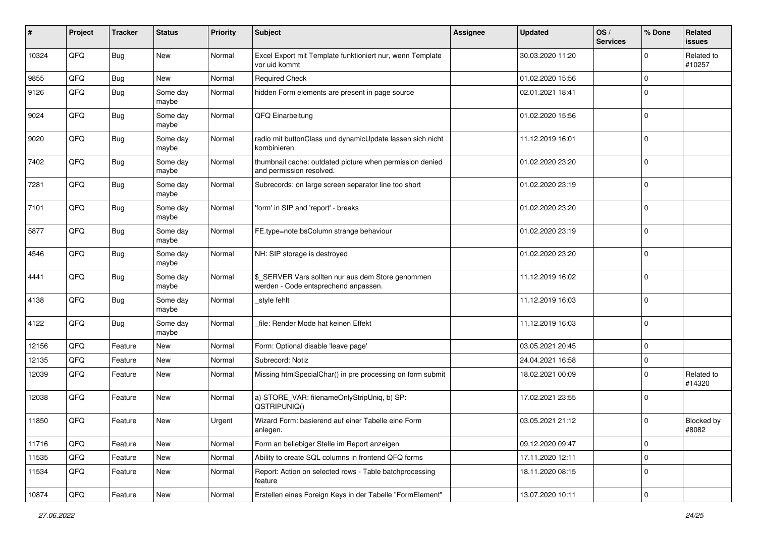| # | Project | Tracker | Status | Priority | Subject | Assignee | Updated | OS / Services | % Done | Related issues |
|---|---|---|---|---|---|---|---|---|---|---|
| 10324 | QFQ | Bug | New | Normal | Excel Export mit Template funktioniert nur, wenn Template vor uid kommt | | 30.03.2020 11:20 | | 0 | Related to #10257 |
| 9855 | QFQ | Bug | New | Normal | Required Check | | 01.02.2020 15:56 | | 0 | |
| 9126 | QFQ | Bug | Some day maybe | Normal | hidden Form elements are present in page source | | 02.01.2021 18:41 | | 0 | |
| 9024 | QFQ | Bug | Some day maybe | Normal | QFQ Einarbeitung | | 01.02.2020 15:56 | | 0 | |
| 9020 | QFQ | Bug | Some day maybe | Normal | radio mit buttonClass und dynamicUpdate lassen sich nicht kombinieren | | 11.12.2019 16:01 | | 0 | |
| 7402 | QFQ | Bug | Some day maybe | Normal | thumbnail cache: outdated picture when permission denied and permission resolved. | | 01.02.2020 23:20 | | 0 | |
| 7281 | QFQ | Bug | Some day maybe | Normal | Subrecords: on large screen separator line too short | | 01.02.2020 23:19 | | 0 | |
| 7101 | QFQ | Bug | Some day maybe | Normal | 'form' in SIP and 'report' - breaks | | 01.02.2020 23:20 | | 0 | |
| 5877 | QFQ | Bug | Some day maybe | Normal | FE.type=note:bsColumn strange behaviour | | 01.02.2020 23:19 | | 0 | |
| 4546 | QFQ | Bug | Some day maybe | Normal | NH: SIP storage is destroyed | | 01.02.2020 23:20 | | 0 | |
| 4441 | QFQ | Bug | Some day maybe | Normal | $_SERVER Vars sollten nur aus dem Store genommen werden - Code entsprechend anpassen. | | 11.12.2019 16:02 | | 0 | |
| 4138 | QFQ | Bug | Some day maybe | Normal | _style fehlt | | 11.12.2019 16:03 | | 0 | |
| 4122 | QFQ | Bug | Some day maybe | Normal | _file: Render Mode hat keinen Effekt | | 11.12.2019 16:03 | | 0 | |
| 12156 | QFQ | Feature | New | Normal | Form: Optional disable 'leave page' | | 03.05.2021 20:45 | | 0 | |
| 12135 | QFQ | Feature | New | Normal | Subrecord: Notiz | | 24.04.2021 16:58 | | 0 | |
| 12039 | QFQ | Feature | New | Normal | Missing htmlSpecialChar() in pre processing on form submit | | 18.02.2021 00:09 | | 0 | Related to #14320 |
| 12038 | QFQ | Feature | New | Normal | a) STORE_VAR: filenameOnlyStripUniq, b) SP: QSTRIPUNIQ() | | 17.02.2021 23:55 | | 0 | |
| 11850 | QFQ | Feature | New | Urgent | Wizard Form: basierend auf einer Tabelle eine Form anlegen. | | 03.05.2021 21:12 | | 0 | Blocked by #8082 |
| 11716 | QFQ | Feature | New | Normal | Form an beliebiger Stelle im Report anzeigen | | 09.12.2020 09:47 | | 0 | |
| 11535 | QFQ | Feature | New | Normal | Ability to create SQL columns in frontend QFQ forms | | 17.11.2020 12:11 | | 0 | |
| 11534 | QFQ | Feature | New | Normal | Report: Action on selected rows - Table batchprocessing feature | | 18.11.2020 08:15 | | 0 | |
| 10874 | QFQ | Feature | New | Normal | Erstellen eines Foreign Keys in der Tabelle "FormElement" | | 13.07.2020 10:11 | | 0 | |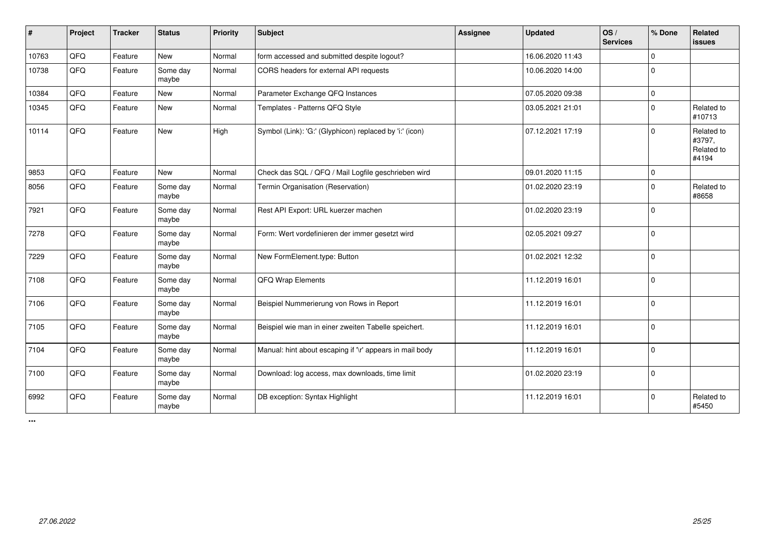| # | Project | Tracker | Status | Priority | Subject | Assignee | Updated | OS / Services | % Done | Related issues |
|---|---|---|---|---|---|---|---|---|---|---|
| 10763 | QFQ | Feature | New | Normal | form accessed and submitted despite logout? | | 16.06.2020 11:43 | | 0 | |
| 10738 | QFQ | Feature | Some day maybe | Normal | CORS headers for external API requests | | 10.06.2020 14:00 | | 0 | |
| 10384 | QFQ | Feature | New | Normal | Parameter Exchange QFQ Instances | | 07.05.2020 09:38 | | 0 | |
| 10345 | QFQ | Feature | New | Normal | Templates - Patterns QFQ Style | | 03.05.2021 21:01 | | 0 | Related to #10713 |
| 10114 | QFQ | Feature | New | High | Symbol (Link): 'G:' (Glyphicon) replaced by 'i:' (icon) | | 07.12.2021 17:19 | | 0 | Related to #3797, Related to #4194 |
| 9853 | QFQ | Feature | New | Normal | Check das SQL / QFQ / Mail Logfile geschrieben wird | | 09.01.2020 11:15 | | 0 | |
| 8056 | QFQ | Feature | Some day maybe | Normal | Termin Organisation (Reservation) | | 01.02.2020 23:19 | | 0 | Related to #8658 |
| 7921 | QFQ | Feature | Some day maybe | Normal | Rest API Export: URL kuerzer machen | | 01.02.2020 23:19 | | 0 | |
| 7278 | QFQ | Feature | Some day maybe | Normal | Form: Wert vordefinieren der immer gesetzt wird | | 02.05.2021 09:27 | | 0 | |
| 7229 | QFQ | Feature | Some day maybe | Normal | New FormElement.type: Button | | 01.02.2021 12:32 | | 0 | |
| 7108 | QFQ | Feature | Some day maybe | Normal | QFQ Wrap Elements | | 11.12.2019 16:01 | | 0 | |
| 7106 | QFQ | Feature | Some day maybe | Normal | Beispiel Nummerierung von Rows in Report | | 11.12.2019 16:01 | | 0 | |
| 7105 | QFQ | Feature | Some day maybe | Normal | Beispiel wie man in einer zweiten Tabelle speichert. | | 11.12.2019 16:01 | | 0 | |
| 7104 | QFQ | Feature | Some day maybe | Normal | Manual: hint about escaping if '\r' appears in mail body | | 11.12.2019 16:01 | | 0 | |
| 7100 | QFQ | Feature | Some day maybe | Normal | Download: log access, max downloads, time limit | | 01.02.2020 23:19 | | 0 | |
| 6992 | QFQ | Feature | Some day maybe | Normal | DB exception: Syntax Highlight | | 11.12.2019 16:01 | | 0 | Related to #5450 |

...